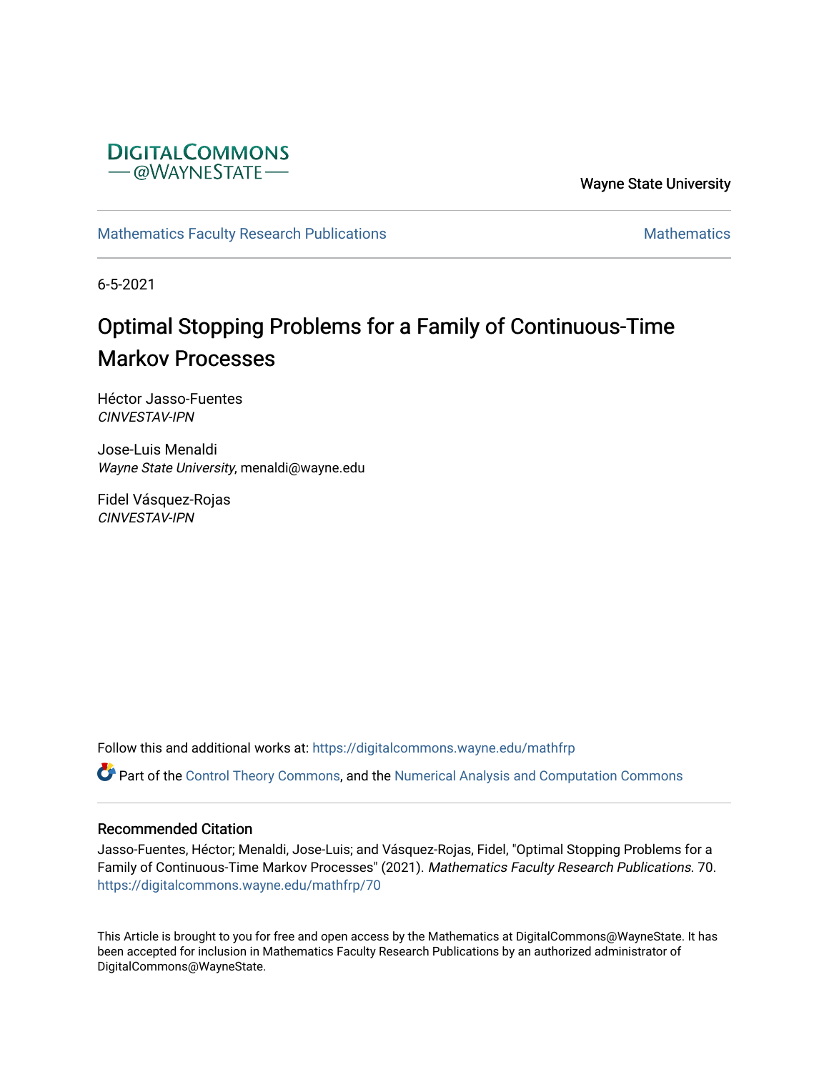DigitalCommons @WayneState

Wayne State University

Mathematics Faculty Research Publications | Mathematics

6-5-2021

# Optimal Stopping Problems for a Family of Continuous-Time Markov Processes

Héctor Jasso-Fuentes
*CINVESTAV-IPN*

Jose-Luis Menaldi
*Wayne State University*, menaldi@wayne.edu

Fidel Vásquez-Rojas
*CINVESTAV-IPN*

Follow this and additional works at: https://digitalcommons.wayne.edu/mathfrp

Part of the Control Theory Commons, and the Numerical Analysis and Computation Commons

## Recommended Citation

Jasso-Fuentes, Héctor; Menaldi, Jose-Luis; and Vásquez-Rojas, Fidel, "Optimal Stopping Problems for a Family of Continuous-Time Markov Processes" (2021). *Mathematics Faculty Research Publications*. 70.
https://digitalcommons.wayne.edu/mathfrp/70

This Article is brought to you for free and open access by the Mathematics at DigitalCommons@WayneState. It has been accepted for inclusion in Mathematics Faculty Research Publications by an authorized administrator of DigitalCommons@WayneState.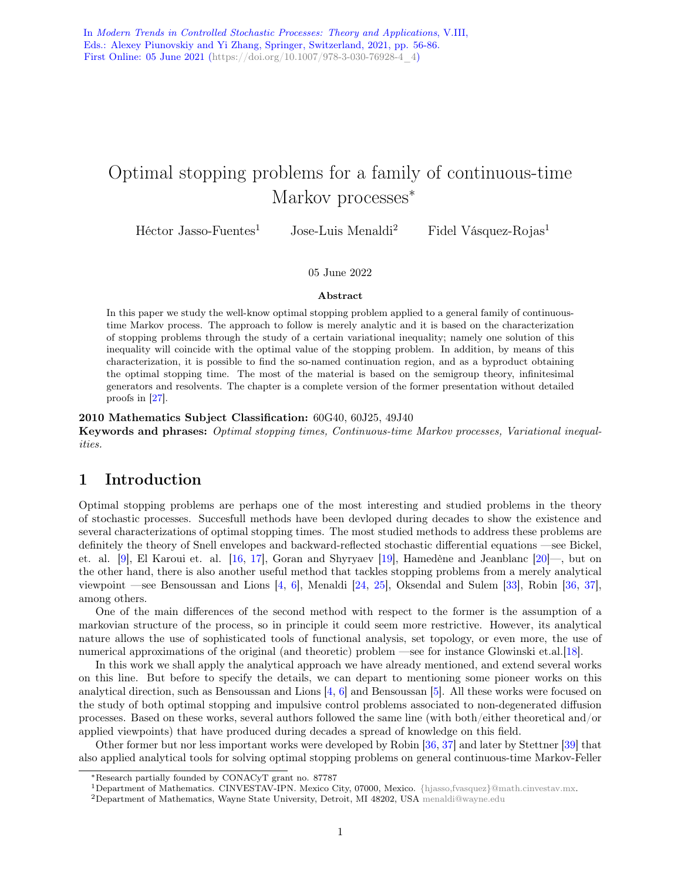In *Modern Trends in Controlled Stochastic Processes: Theory and Applications*, V.III, Eds.: Alexey Piunovskiy and Yi Zhang, Springer, Switzerland, 2021, pp. 56-86. First Online: 05 June 2021 (https://doi.org/10.1007/978-3-030-76928-4_4)

# Optimal stopping problems for a family of continuous-time Markov processes*

Héctor Jasso-Fuentes[1] Jose-Luis Menaldi[2] Fidel Vásquez-Rojas[1]

05 June 2022

**Abstract**

In this paper we study the well-know optimal stopping problem applied to a general family of continuous-time Markov process. The approach to follow is merely analytic and it is based on the characterization of stopping problems through the study of a certain variational inequality; namely one solution of this inequality will coincide with the optimal value of the stopping problem. In addition, by means of this characterization, it is possible to find the so-named continuation region, and as a byproduct obtaining the optimal stopping time. The most of the material is based on the semigroup theory, infinitesimal generators and resolvents. The chapter is a complete version of the former presentation without detailed proofs in [27].

**2010 Mathematics Subject Classification:** 60G40, 60J25, 49J40
**Keywords and phrases:** *Optimal stopping times, Continuous-time Markov processes, Variational inequalities.*

## 1 Introduction

Optimal stopping problems are perhaps one of the most interesting and studied problems in the theory of stochastic processes. Succesfull methods have been devloped during decades to show the existence and several characterizations of optimal stopping times. The most studied methods to address these problems are definitely the theory of Snell envelopes and backward-reflected stochastic differential equations —see Bickel, et. al. [9], El Karoui et. al. [16, 17], Goran and Shyryaev [19], Hamedène and Jeanblanc [20]—, but on the other hand, there is also another useful method that tackles stopping problems from a merely analytical viewpoint —see Bensoussan and Lions [4, 6], Menaldi [24, 25], Oksendal and Sulem [33], Robin [36, 37], among others.

One of the main differences of the second method with respect to the former is the assumption of a markovian structure of the process, so in principle it could seem more restrictive. However, its analytical nature allows the use of sophisticated tools of functional analysis, set topology, or even more, the use of numerical approximations of the original (and theoretic) problem —see for instance Glowinski et.al.[18].

In this work we shall apply the analytical approach we have already mentioned, and extend several works on this line. But before to specify the details, we can depart to mentioning some pioneer works on this analytical direction, such as Bensoussan and Lions [4, 6] and Bensoussan [5]. All these works were focused on the study of both optimal stopping and impulsive control problems associated to non-degenerated diffusion processes. Based on these works, several authors followed the same line (with both/either theoretical and/or applied viewpoints) that have produced during decades a spread of knowledge on this field.

Other former but nor less important works were developed by Robin [36, 37] and later by Stettner [39] that also applied analytical tools for solving optimal stopping problems on general continuous-time Markov-Feller

*Research partially founded by CONACyT grant no. 87787

[1]Department of Mathematics. CINVESTAV-IPN. Mexico City, 07000, Mexico. {hjasso,fvasquez}@math.cinvestav.mx.

[2]Department of Mathematics, Wayne State University, Detroit, MI 48202, USA menaldi@wayne.edu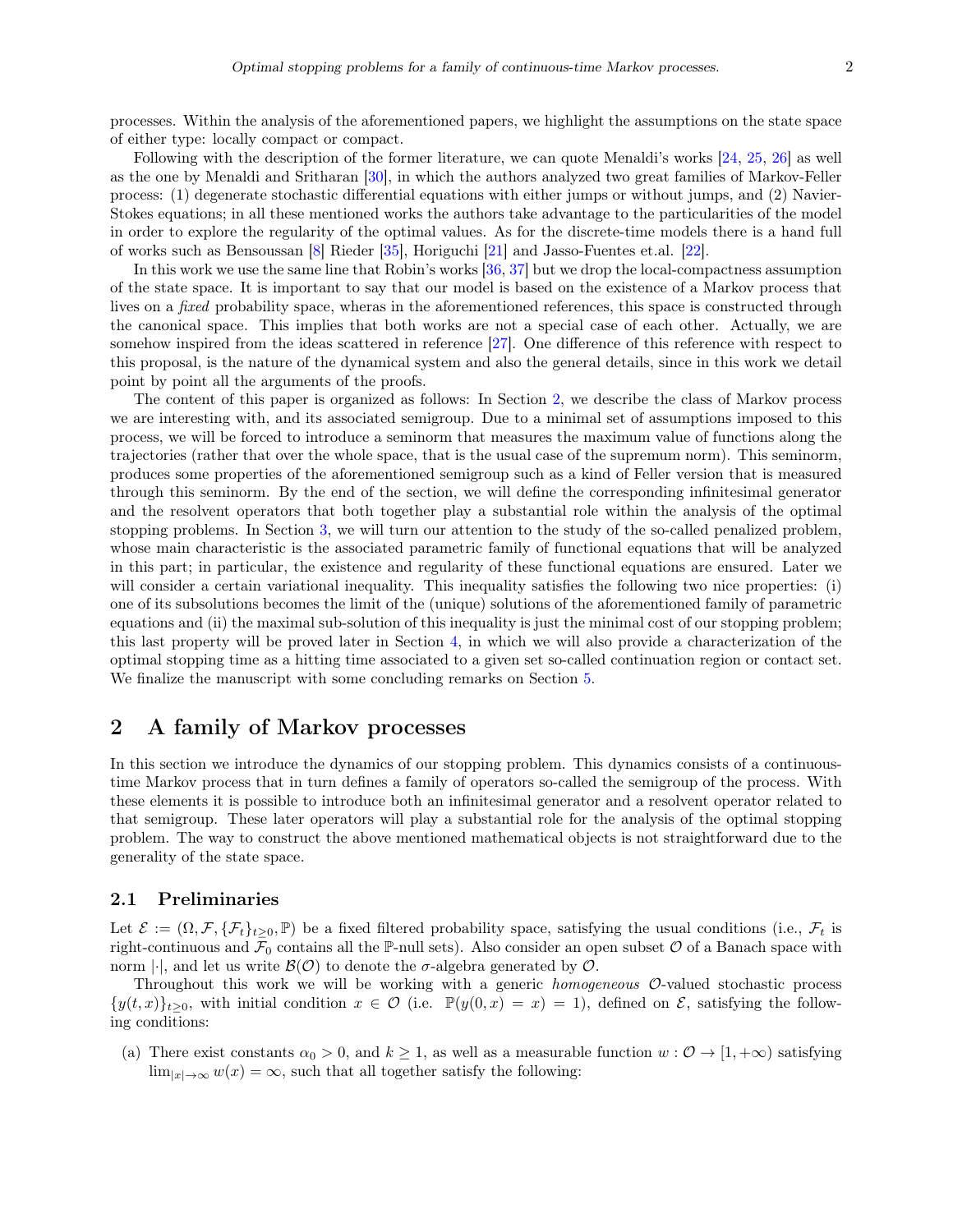processes. Within the analysis of the aforementioned papers, we highlight the assumptions on the state space of either type: locally compact or compact.

Following with the description of the former literature, we can quote Menaldi's works [24, 25, 26] as well as the one by Menaldi and Sritharan [30], in which the authors analyzed two great families of Markov-Feller process: (1) degenerate stochastic differential equations with either jumps or without jumps, and (2) Navier-Stokes equations; in all these mentioned works the authors take advantage to the particularities of the model in order to explore the regularity of the optimal values. As for the discrete-time models there is a hand full of works such as Bensoussan [8] Rieder [35], Horiguchi [21] and Jasso-Fuentes et.al. [22].

In this work we use the same line that Robin's works [36, 37] but we drop the local-compactness assumption of the state space. It is important to say that our model is based on the existence of a Markov process that lives on a *fixed* probability space, wheras in the aforementioned references, this space is constructed through the canonical space. This implies that both works are not a special case of each other. Actually, we are somehow inspired from the ideas scattered in reference [27]. One difference of this reference with respect to this proposal, is the nature of the dynamical system and also the general details, since in this work we detail point by point all the arguments of the proofs.

The content of this paper is organized as follows: In Section 2, we describe the class of Markov process we are interesting with, and its associated semigroup. Due to a minimal set of assumptions imposed to this process, we will be forced to introduce a seminorm that measures the maximum value of functions along the trajectories (rather that over the whole space, that is the usual case of the supremum norm). This seminorm, produces some properties of the aforementioned semigroup such as a kind of Feller version that is measured through this seminorm. By the end of the section, we will define the corresponding infinitesimal generator and the resolvent operators that both together play a substantial role within the analysis of the optimal stopping problems. In Section 3, we will turn our attention to the study of the so-called penalized problem, whose main characteristic is the associated parametric family of functional equations that will be analyzed in this part; in particular, the existence and regularity of these functional equations are ensured. Later we will consider a certain variational inequality. This inequality satisfies the following two nice properties: (i) one of its subsolutions becomes the limit of the (unique) solutions of the aforementioned family of parametric equations and (ii) the maximal sub-solution of this inequality is just the minimal cost of our stopping problem; this last property will be proved later in Section 4, in which we will also provide a characterization of the optimal stopping time as a hitting time associated to a given set so-called continuation region or contact set. We finalize the manuscript with some concluding remarks on Section 5.

## 2 A family of Markov processes

In this section we introduce the dynamics of our stopping problem. This dynamics consists of a continuous-time Markov process that in turn defines a family of operators so-called the semigroup of the process. With these elements it is possible to introduce both an infinitesimal generator and a resolvent operator related to that semigroup. These later operators will play a substantial role for the analysis of the optimal stopping problem. The way to construct the above mentioned mathematical objects is not straightforward due to the generality of the state space.

### 2.1 Preliminaries

Let $\mathcal{E} := (\Omega, \mathcal{F}, \{\mathcal{F}_t\}_{t\geq 0}, \mathbb{P})$ be a fixed filtered probability space, satisfying the usual conditions (i.e., $\mathcal{F}_t$ is right-continuous and $\mathcal{F}_0$ contains all the $\mathbb{P}$-null sets). Also consider an open subset $\mathcal{O}$ of a Banach space with norm $|\cdot|$, and let us write $\mathcal{B}(\mathcal{O})$ to denote the $\sigma$-algebra generated by $\mathcal{O}$.

Throughout this work we will be working with a generic *homogeneous* $\mathcal{O}$-valued stochastic process $\{y(t,x)\}_{t\geq 0}$, with initial condition $x \in \mathcal{O}$ (i.e. $\mathbb{P}(y(0,x) = x) = 1$), defined on $\mathcal{E}$, satisfying the following conditions:

(a) There exist constants $\alpha_0 > 0$, and $k \geq 1$, as well as a measurable function $w : \mathcal{O} \to [1, +\infty)$ satisfying $\lim_{|x|\to\infty} w(x) = \infty$, such that all together satisfy the following: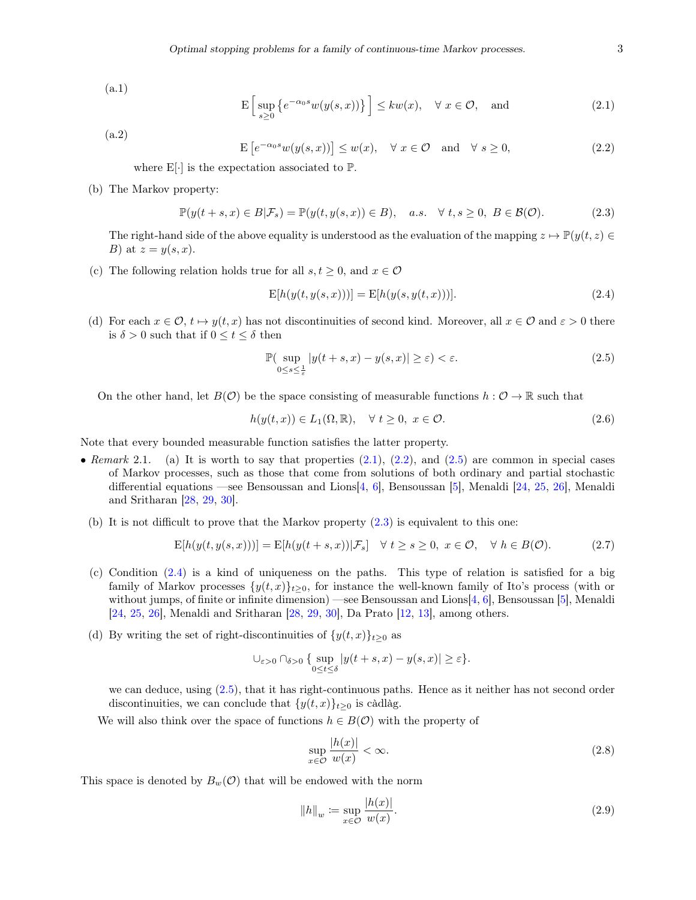(a.1)

$$\mathrm{E}\Big[\sup_{s\geq 0}\big\{e^{-\alpha_0 s}w(y(s,x))\big\}\Big] \leq kw(x), \quad \forall\ x\in\mathcal{O}, \quad \text{and} \tag{2.1}$$

(a.2)

$$\mathrm{E}\left[e^{-\alpha_0 s}w(y(s,x))\right] \leq w(x), \quad \forall\ x\in\mathcal{O} \quad \text{and} \quad \forall\ s\geq 0, \tag{2.2}$$

where $\mathrm{E}[\cdot]$ is the expectation associated to $\mathbb{P}$.

(b) The Markov property:

$$\mathbb{P}(y(t+s,x)\in B|\mathcal{F}_s) = \mathbb{P}(y(t,y(s,x))\in B), \quad a.s. \quad \forall\ t,s\geq 0,\ B\in\mathcal{B}(\mathcal{O}). \tag{2.3}$$

The right-hand side of the above equality is understood as the evaluation of the mapping $z\mapsto \mathbb{P}(y(t,z)\in B)$ at $z=y(s,x)$.

(c) The following relation holds true for all $s,t\geq 0$, and $x\in\mathcal{O}$

$$\mathrm{E}[h(y(t,y(s,x)))] = \mathrm{E}[h(y(s,y(t,x)))]. \tag{2.4}$$

(d) For each $x\in\mathcal{O}$, $t\mapsto y(t,x)$ has not discontinuities of second kind. Moreover, all $x\in\mathcal{O}$ and $\varepsilon>0$ there is $\delta>0$ such that if $0\leq t\leq\delta$ then

$$\mathbb{P}\big(\sup_{0\leq s\leq\frac{1}{\varepsilon}}|y(t+s,x)-y(s,x)|\geq\varepsilon\big) < \varepsilon. \tag{2.5}$$

On the other hand, let $B(\mathcal{O})$ be the space consisting of measurable functions $h:\mathcal{O}\to\mathbb{R}$ such that

$$h(y(t,x))\in L_1(\Omega,\mathbb{R}), \quad \forall\ t\geq 0,\ x\in\mathcal{O}. \tag{2.6}$$

Note that every bounded measurable function satisfies the latter property.

- *Remark* 2.1. (a) It is worth to say that properties (2.1), (2.2), and (2.5) are common in special cases of Markov processes, such as those that come from solutions of both ordinary and partial stochastic differential equations —see Bensoussan and Lions[4, 6], Bensoussan [5], Menaldi [24, 25, 26], Menaldi and Sritharan [28, 29, 30].

  (b) It is not difficult to prove that the Markov property (2.3) is equivalent to this one:

$$\mathrm{E}[h(y(t,y(s,x)))] = \mathrm{E}[h(y(t+s,x))|\mathcal{F}_s] \quad \forall\ t\geq s\geq 0,\ x\in\mathcal{O}, \quad \forall\ h\in B(\mathcal{O}). \tag{2.7}$$

  (c) Condition (2.4) is a kind of uniqueness on the paths. This type of relation is satisfied for a big family of Markov processes $\{y(t,x)\}_{t\geq 0}$, for instance the well-known family of Ito's process (with or without jumps, of finite or infinite dimension) —see Bensoussan and Lions[4, 6], Bensoussan [5], Menaldi [24, 25, 26], Menaldi and Sritharan [28, 29, 30], Da Prato [12, 13], among others.

  (d) By writing the set of right-discontinuities of $\{y(t,x)\}_{t\geq 0}$ as

$$\cup_{\varepsilon>0}\cap_{\delta>0}\big\{\sup_{0\leq t\leq\delta}|y(t+s,x)-y(s,x)|\geq\varepsilon\big\}.$$

  we can deduce, using (2.5), that it has right-continuous paths. Hence as it neither has not second order discontinuities, we can conclude that $\{y(t,x)\}_{t\geq 0}$ is càdlàg.

We will also think over the space of functions $h\in B(\mathcal{O})$ with the property of

$$\sup_{x\in\mathcal{O}}\frac{|h(x)|}{w(x)} < \infty. \tag{2.8}$$

This space is denoted by $B_w(\mathcal{O})$ that will be endowed with the norm

$$\|h\|_w \coloneqq \sup_{x\in\mathcal{O}}\frac{|h(x)|}{w(x)}. \tag{2.9}$$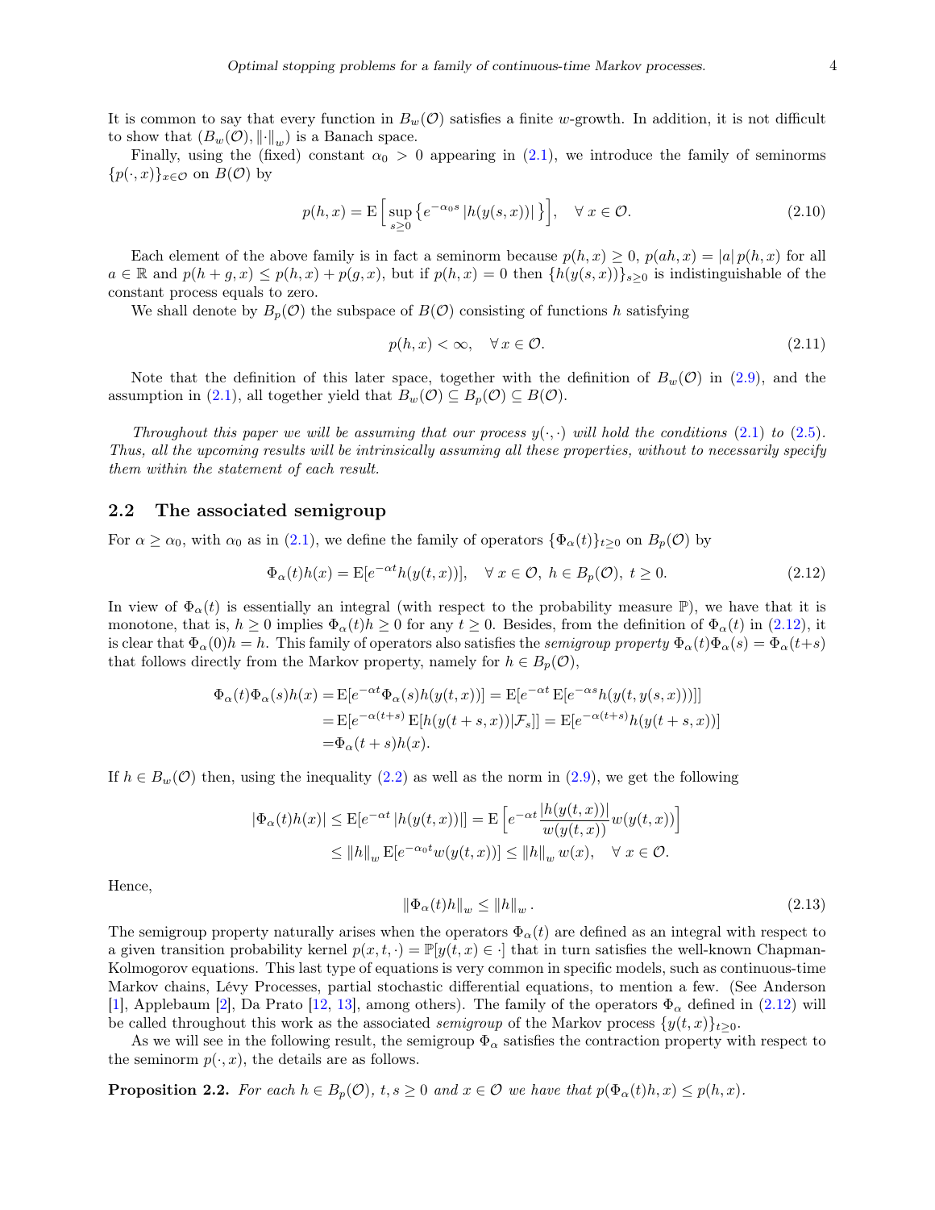It is common to say that every function in $B_w(\mathcal{O})$ satisfies a finite $w$-growth. In addition, it is not difficult to show that $(B_w(\mathcal{O}), \|\cdot\|_w)$ is a Banach space.

Finally, using the (fixed) constant $\alpha_0 > 0$ appearing in (2.1), we introduce the family of seminorms $\{p(\cdot, x)\}_{x\in\mathcal{O}}$ on $B(\mathcal{O})$ by

$$p(h, x) = \mathrm{E}\Big[\sup_{s\geq 0}\big\{e^{-\alpha_0 s}\,|h(y(s,x))|\,\big\}\Big], \quad \forall\, x \in \mathcal{O}. \tag{2.10}$$

Each element of the above family is in fact a seminorm because $p(h, x) \geq 0$, $p(ah, x) = |a|\,p(h, x)$ for all $a \in \mathbb{R}$ and $p(h + g, x) \leq p(h, x) + p(g, x)$, but if $p(h, x) = 0$ then $\{h(y(s, x))\}_{s\geq 0}$ is indistinguishable of the constant process equals to zero.

We shall denote by $B_p(\mathcal{O})$ the subspace of $B(\mathcal{O})$ consisting of functions $h$ satisfying

$$p(h, x) < \infty, \quad \forall\, x \in \mathcal{O}. \tag{2.11}$$

Note that the definition of this later space, together with the definition of $B_w(\mathcal{O})$ in (2.9), and the assumption in (2.1), all together yield that $B_w(\mathcal{O}) \subseteq B_p(\mathcal{O}) \subseteq B(\mathcal{O})$.

*Throughout this paper we will be assuming that our process $y(\cdot,\cdot)$ will hold the conditions (2.1) to (2.5). Thus, all the upcoming results will be intrinsically assuming all these properties, without to necessarily specify them within the statement of each result.*

## 2.2 The associated semigroup

For $\alpha \geq \alpha_0$, with $\alpha_0$ as in (2.1), we define the family of operators $\{\Phi_\alpha(t)\}_{t\geq 0}$ on $B_p(\mathcal{O})$ by

$$\Phi_\alpha(t)h(x) = \mathrm{E}[e^{-\alpha t}h(y(t, x))], \quad \forall\, x \in \mathcal{O},\ h \in B_p(\mathcal{O}),\ t \geq 0. \tag{2.12}$$

In view of $\Phi_\alpha(t)$ is essentially an integral (with respect to the probability measure $\mathbb{P}$), we have that it is monotone, that is, $h \geq 0$ implies $\Phi_\alpha(t)h \geq 0$ for any $t \geq 0$. Besides, from the definition of $\Phi_\alpha(t)$ in (2.12), it is clear that $\Phi_\alpha(0)h = h$. This family of operators also satisfies the *semigroup property* $\Phi_\alpha(t)\Phi_\alpha(s) = \Phi_\alpha(t+s)$ that follows directly from the Markov property, namely for $h \in B_p(\mathcal{O})$,

$$\begin{aligned}
\Phi_\alpha(t)\Phi_\alpha(s)h(x) =& \,\mathrm{E}[e^{-\alpha t}\Phi_\alpha(s)h(y(t, x))] = \mathrm{E}[e^{-\alpha t}\,\mathrm{E}[e^{-\alpha s}h(y(t, y(s, x)))]] \\
=& \,\mathrm{E}[e^{-\alpha(t+s)}\,\mathrm{E}[h(y(t + s, x))|\mathcal{F}_s]] = \mathrm{E}[e^{-\alpha(t+s)}h(y(t + s, x))] \\
=& \,\Phi_\alpha(t + s)h(x).
\end{aligned}$$

If $h \in B_w(\mathcal{O})$ then, using the inequality (2.2) as well as the norm in (2.9), we get the following

$$\begin{aligned}
|\Phi_\alpha(t)h(x)| \leq& \,\mathrm{E}[e^{-\alpha t}\,|h(y(t, x))|] = \mathrm{E}\left[e^{-\alpha t}\frac{|h(y(t, x))|}{w(y(t, x))}w(y(t, x))\right] \\
\leq& \,\|h\|_w\,\mathrm{E}[e^{-\alpha_0 t}w(y(t, x))] \leq \|h\|_w\,w(x), \quad \forall\, x \in \mathcal{O}.
\end{aligned}$$

Hence,

$$\|\Phi_\alpha(t)h\|_w \leq \|h\|_w\,. \tag{2.13}$$

The semigroup property naturally arises when the operators $\Phi_\alpha(t)$ are defined as an integral with respect to a given transition probability kernel $p(x, t, \cdot) = \mathbb{P}[y(t, x) \in \cdot\,]$ that in turn satisfies the well-known Chapman-Kolmogorov equations. This last type of equations is very common in specific models, such as continuous-time Markov chains, Lévy Processes, partial stochastic differential equations, to mention a few. (See Anderson [1], Applebaum [2], Da Prato [12, 13], among others). The family of the operators $\Phi_\alpha$ defined in (2.12) will be called throughout this work as the associated *semigroup* of the Markov process $\{y(t, x)\}_{t\geq 0}$.

As we will see in the following result, the semigroup $\Phi_\alpha$ satisfies the contraction property with respect to the seminorm $p(\cdot, x)$, the details are as follows.

**Proposition 2.2.** *For each $h \in B_p(\mathcal{O})$, $t, s \geq 0$ and $x \in \mathcal{O}$ we have that $p(\Phi_\alpha(t)h, x) \leq p(h, x)$.*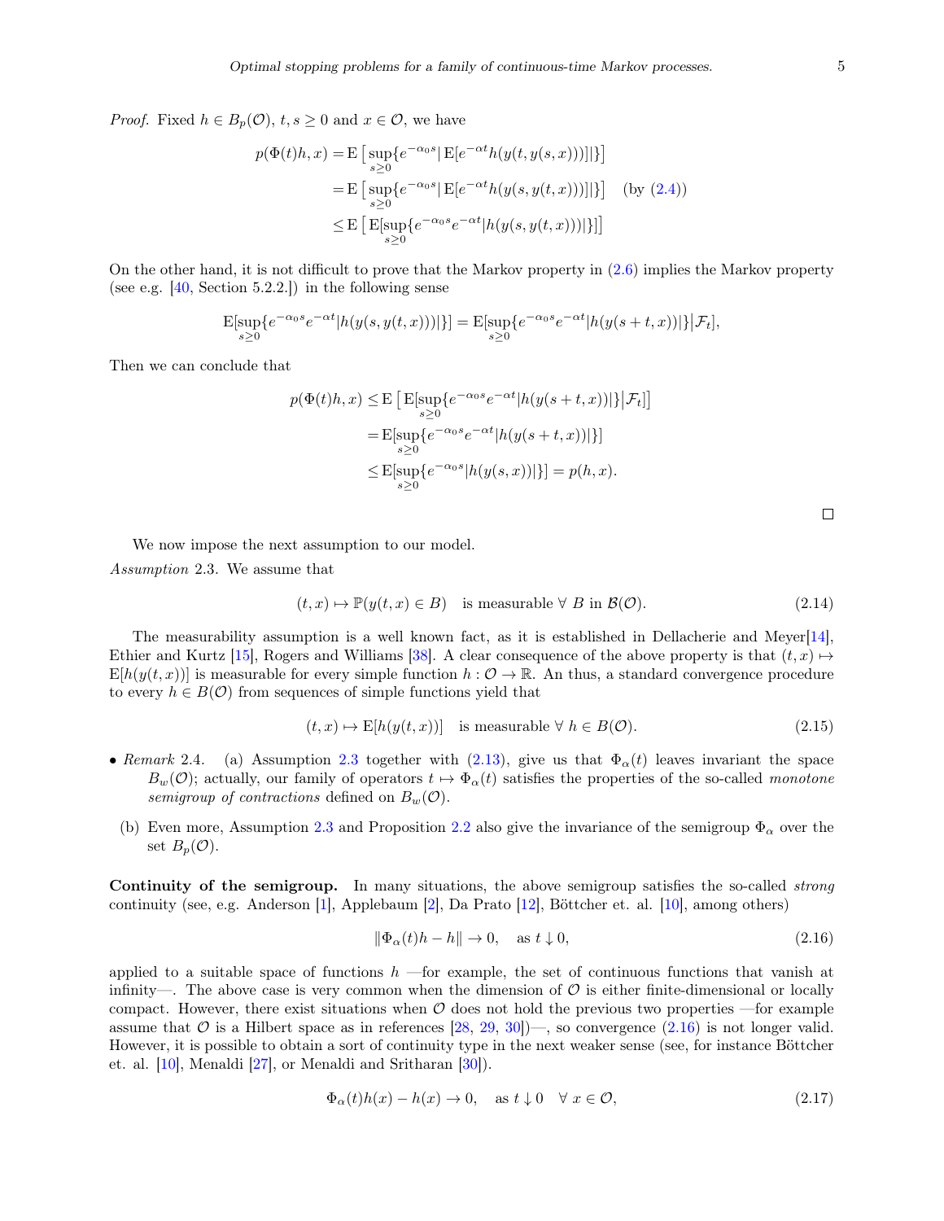*Proof.* Fixed $h \in B_p(\mathcal{O})$, $t, s \geq 0$ and $x \in \mathcal{O}$, we have

$$
\begin{aligned}
p(\Phi(t)h, x) &= \mathrm{E}\big[\sup_{s\geq 0}\{e^{-\alpha_0 s}|\,\mathrm{E}[e^{-\alpha t}h(y(t, y(s,x)))]|\}\big] \\
&= \mathrm{E}\big[\sup_{s\geq 0}\{e^{-\alpha_0 s}|\,\mathrm{E}[e^{-\alpha t}h(y(s, y(t,x)))]|\}\big] \quad \text{(by (2.4))} \\
&\leq \mathrm{E}\big[\,\mathrm{E}[\sup_{s\geq 0}\{e^{-\alpha_0 s}e^{-\alpha t}|h(y(s, y(t,x)))|\}]\big]
\end{aligned}
$$

On the other hand, it is not difficult to prove that the Markov property in (2.6) implies the Markov property (see e.g. [40, Section 5.2.2.]) in the following sense

$$
\mathrm{E}[\sup_{s\geq 0}\{e^{-\alpha_0 s}e^{-\alpha t}|h(y(s, y(t,x)))|\}] = \mathrm{E}[\sup_{s\geq 0}\{e^{-\alpha_0 s}e^{-\alpha t}|h(y(s+t,x))|\}\big|\mathcal{F}_t],
$$

Then we can conclude that

$$
\begin{aligned}
p(\Phi(t)h, x) &\leq \mathrm{E}\big[\,\mathrm{E}[\sup_{s\geq 0}\{e^{-\alpha_0 s}e^{-\alpha t}|h(y(s+t,x))|\}\big|\mathcal{F}_t]\big] \\
&= \mathrm{E}[\sup_{s\geq 0}\{e^{-\alpha_0 s}e^{-\alpha t}|h(y(s+t,x))|\}] \\
&\leq \mathrm{E}[\sup_{s\geq 0}\{e^{-\alpha_0 s}|h(y(s,x))|\}] = p(h,x).
\end{aligned}
$$

□

We now impose the next assumption to our model.

*Assumption* 2.3. We assume that

$$
(t,x) \mapsto \mathbb{P}(y(t,x) \in B) \quad \text{is measurable} \;\forall\; B \text{ in } \mathcal{B}(\mathcal{O}). \tag{2.14}
$$

The measurability assumption is a well known fact, as it is established in Dellacherie and Meyer[14], Ethier and Kurtz [15], Rogers and Williams [38]. A clear consequence of the above property is that $(t,x) \mapsto \mathrm{E}[h(y(t,x))]$ is measurable for every simple function $h : \mathcal{O} \to \mathbb{R}$. An thus, a standard convergence procedure to every $h \in B(\mathcal{O})$ from sequences of simple functions yield that

$$
(t,x) \mapsto \mathrm{E}[h(y(t,x))] \quad \text{is measurable} \;\forall\; h \in B(\mathcal{O}). \tag{2.15}
$$

- *Remark* 2.4. (a) Assumption 2.3 together with (2.13), give us that $\Phi_\alpha(t)$ leaves invariant the space $B_w(\mathcal{O})$; actually, our family of operators $t \mapsto \Phi_\alpha(t)$ satisfies the properties of the so-called *monotone semigroup of contractions* defined on $B_w(\mathcal{O})$.

  (b) Even more, Assumption 2.3 and Proposition 2.2 also give the invariance of the semigroup $\Phi_\alpha$ over the set $B_p(\mathcal{O})$.

**Continuity of the semigroup.** In many situations, the above semigroup satisfies the so-called *strong* continuity (see, e.g. Anderson [1], Applebaum [2], Da Prato [12], Böttcher et. al. [10], among others)

$$
\|\Phi_\alpha(t)h - h\| \to 0, \quad \text{as } t \downarrow 0, \tag{2.16}
$$

applied to a suitable space of functions $h$ —for example, the set of continuous functions that vanish at infinity—. The above case is very common when the dimension of $\mathcal{O}$ is either finite-dimensional or locally compact. However, there exist situations when $\mathcal{O}$ does not hold the previous two properties —for example assume that $\mathcal{O}$ is a Hilbert space as in references [28, 29, 30])—, so convergence (2.16) is not longer valid. However, it is possible to obtain a sort of continuity type in the next weaker sense (see, for instance Böttcher et. al. [10], Menaldi [27], or Menaldi and Sritharan [30]).

$$
\Phi_\alpha(t)h(x) - h(x) \to 0, \quad \text{as } t \downarrow 0 \quad \forall\; x \in \mathcal{O}, \tag{2.17}
$$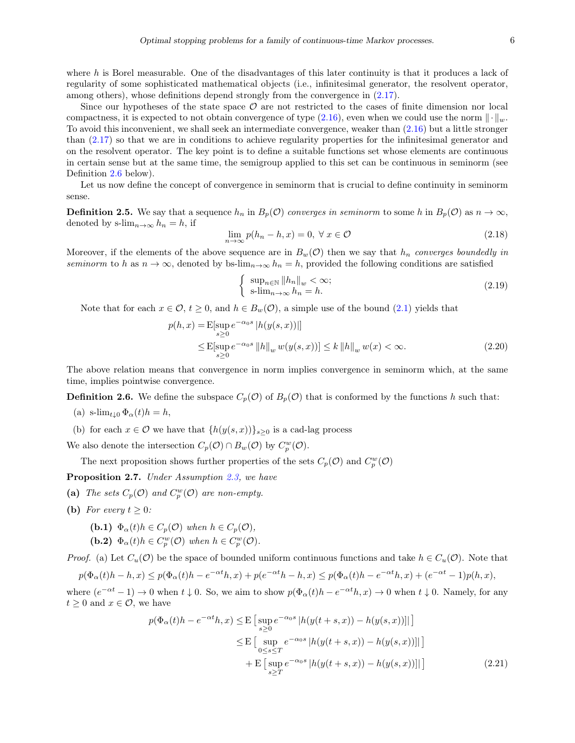where $h$ is Borel measurable. One of the disadvantages of this later continuity is that it produces a lack of regularity of some sophisticated mathematical objects (i.e., infinitesimal generator, the resolvent operator, among others), whose definitions depend strongly from the convergence in (2.17).

Since our hypotheses of the state space $\mathcal{O}$ are not restricted to the cases of finite dimension nor local compactness, it is expected to not obtain convergence of type (2.16), even when we could use the norm $\|\cdot\|_w$. To avoid this inconvenient, we shall seek an intermediate convergence, weaker than (2.16) but a little stronger than (2.17) so that we are in conditions to achieve regularity properties for the infinitesimal generator and on the resolvent operator. The key point is to define a suitable functions set whose elements are continuous in certain sense but at the same time, the semigroup applied to this set can be continuous in seminorm (see Definition 2.6 below).

Let us now define the concept of convergence in seminorm that is crucial to define continuity in seminorm sense.

**Definition 2.5.** We say that a sequence $h_n$ in $B_p(\mathcal{O})$ *converges in seminorm* to some $h$ in $B_p(\mathcal{O})$ as $n \to \infty$, denoted by $\text{s-lim}_{n\to\infty} h_n = h$, if

$$\lim_{n\to\infty} p(h_n - h, x) = 0, \; \forall \, x \in \mathcal{O} \tag{2.18}$$

Moreover, if the elements of the above sequence are in $B_w(\mathcal{O})$ then we say that $h_n$ *converges boundedly in seminorm* to $h$ as $n \to \infty$, denoted by $\text{bs-lim}_{n\to\infty} h_n = h$, provided the following conditions are satisfied

$$\begin{cases} \sup_{n\in\mathbb{N}} \|h_n\|_w < \infty; \\ \text{s-lim}_{n\to\infty} h_n = h. \end{cases} \tag{2.19}$$

Note that for each $x \in \mathcal{O}$, $t \geq 0$, and $h \in B_w(\mathcal{O})$, a simple use of the bound (2.1) yields that

$$\begin{aligned} p(h, x) =& \, \mathrm{E}[\sup_{s\geq 0} e^{-\alpha_0 s} |h(y(s,x))|] \\ \leq& \, \mathrm{E}[\sup_{s\geq 0} e^{-\alpha_0 s} \|h\|_w \, w(y(s,x))] \leq k \|h\|_w \, w(x) < \infty. \end{aligned} \tag{2.20}$$

The above relation means that convergence in norm implies convergence in seminorm which, at the same time, implies pointwise convergence.

**Definition 2.6.** We define the subspace $C_p(\mathcal{O})$ of $B_p(\mathcal{O})$ that is conformed by the functions $h$ such that:

(a) $\text{s-lim}_{t\downarrow 0} \Phi_\alpha(t)h = h$,

(b) for each $x \in \mathcal{O}$ we have that $\{h(y(s,x))\}_{s\geq 0}$ is a cad-lag process

We also denote the intersection $C_p(\mathcal{O}) \cap B_w(\mathcal{O})$ by $C_p^w(\mathcal{O})$.

The next proposition shows further properties of the sets $C_p(\mathcal{O})$ and $C_p^w(\mathcal{O})$

**Proposition 2.7.** *Under Assumption 2.3, we have*

**(a)** *The sets $C_p(\mathcal{O})$ and $C_p^w(\mathcal{O})$ are non-empty.*

**(b)** *For every $t \geq 0$:*

- **(b.1)** $\Phi_\alpha(t)h \in C_p(\mathcal{O})$ *when* $h \in C_p(\mathcal{O})$,
- **(b.2)** $\Phi_\alpha(t)h \in C_p^w(\mathcal{O})$ *when* $h \in C_p^w(\mathcal{O})$.

*Proof.* (a) Let $C_u(\mathcal{O})$ be the space of bounded uniform continuous functions and take $h \in C_u(\mathcal{O})$. Note that

$$p(\Phi_\alpha(t)h - h, x) \leq p(\Phi_\alpha(t)h - e^{-\alpha t}h, x) + p(e^{-\alpha t}h - h, x) \leq p(\Phi_\alpha(t)h - e^{-\alpha t}h, x) + (e^{-\alpha t} - 1)p(h, x),$$

where $(e^{-\alpha t} - 1) \to 0$ when $t \downarrow 0$. So, we aim to show $p(\Phi_\alpha(t)h - e^{-\alpha t}h, x) \to 0$ when $t \downarrow 0$. Namely, for any $t \geq 0$ and $x \in \mathcal{O}$, we have

$$\begin{aligned} p(\Phi_\alpha(t)h - e^{-\alpha t}h, x) \leq& \, \mathrm{E}\left[\sup_{s\geq 0} e^{-\alpha_0 s} |h(y(t+s,x)) - h(y(s,x))]|\right] \\ \leq& \, \mathrm{E}\left[\sup_{0\leq s\leq T} e^{-\alpha_0 s} |h(y(t+s,x)) - h(y(s,x))]|\right] \\ &+ \mathrm{E}\left[\sup_{s\geq T} e^{-\alpha_0 s} |h(y(t+s,x)) - h(y(s,x))]|\right] \end{aligned} \tag{2.21}$$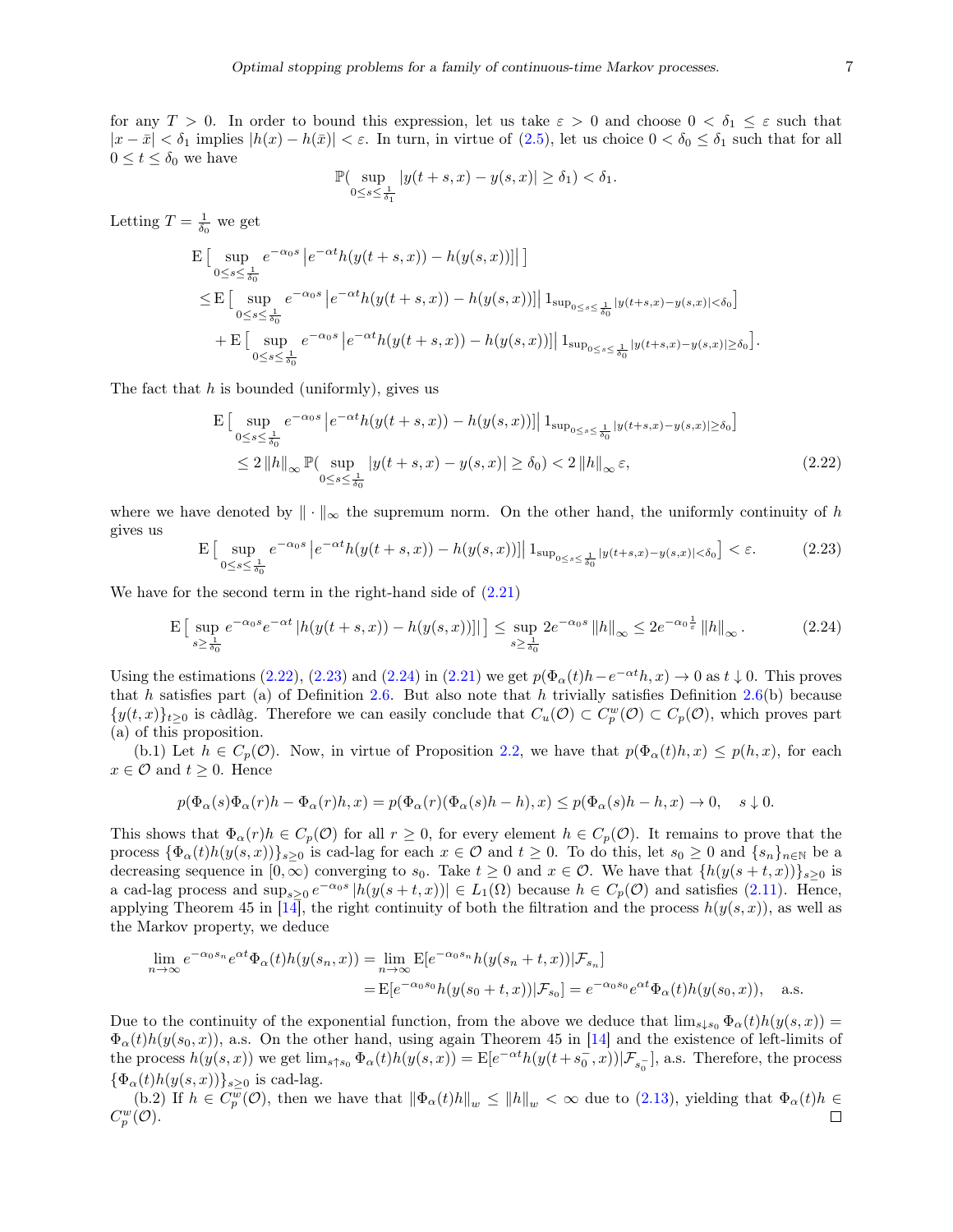for any $T > 0$. In order to bound this expression, let us take $\varepsilon > 0$ and choose $0 < \delta_1 \le \varepsilon$ such that $|x - \bar{x}| < \delta_1$ implies $|h(x) - h(\bar{x})| < \varepsilon$. In turn, in virtue of (2.5), let us choice $0 < \delta_0 \le \delta_1$ such that for all $0 \le t \le \delta_0$ we have

$$\mathbb{P}(\sup_{0\le s\le \frac{1}{\delta_1}} |y(t+s,x) - y(s,x)| \ge \delta_1) < \delta_1.$$

Letting $T = \frac{1}{\delta_0}$ we get

$$\begin{aligned}
&\mathrm{E}\big[\sup_{0\le s\le \frac{1}{\delta_0}} e^{-\alpha_0 s}\left|e^{-\alpha t}h(y(t+s,x)) - h(y(s,x))\right|\big] \\
&\le \mathrm{E}\big[\sup_{0\le s\le \frac{1}{\delta_0}} e^{-\alpha_0 s}\left|e^{-\alpha t}h(y(t+s,x)) - h(y(s,x))\right| 1_{\sup_{0\le s\le \frac{1}{\delta_0}}|y(t+s,x)-y(s,x)|<\delta_0}\big] \\
&\quad + \mathrm{E}\big[\sup_{0\le s\le \frac{1}{\delta_0}} e^{-\alpha_0 s}\left|e^{-\alpha t}h(y(t+s,x)) - h(y(s,x))\right| 1_{\sup_{0\le s\le \frac{1}{\delta_0}}|y(t+s,x)-y(s,x)|\ge\delta_0}\big].
\end{aligned}$$

The fact that $h$ is bounded (uniformly), gives us

$$\begin{aligned}
&\mathrm{E}\big[\sup_{0\le s\le \frac{1}{\delta_0}} e^{-\alpha_0 s}\left|e^{-\alpha t}h(y(t+s,x)) - h(y(s,x))\right| 1_{\sup_{0\le s\le \frac{1}{\delta_0}}|y(t+s,x)-y(s,x)|\ge\delta_0}\big] \\
&\le 2\left\|h\right\|_\infty \mathbb{P}(\sup_{0\le s\le \frac{1}{\delta_0}} |y(t+s,x) - y(s,x)| \ge \delta_0) < 2\left\|h\right\|_\infty \varepsilon,
\end{aligned} \tag{2.22}$$

where we have denoted by $\|\cdot\|_\infty$ the supremum norm. On the other hand, the uniformly continuity of $h$ gives us

$$\mathrm{E}\big[\sup_{0\le s\le \frac{1}{\delta_0}} e^{-\alpha_0 s}\left|e^{-\alpha t}h(y(t+s,x)) - h(y(s,x))\right| 1_{\sup_{0\le s\le \frac{1}{\delta_0}}|y(t+s,x)-y(s,x)|<\delta_0}\big] < \varepsilon. \tag{2.23}$$

We have for the second term in the right-hand side of (2.21)

$$\mathrm{E}\big[\sup_{s\ge \frac{1}{\delta_0}} e^{-\alpha_0 s}e^{-\alpha t}\left|h(y(t+s,x)) - h(y(s,x))\right|\big] \le \sup_{s\ge\frac{1}{\delta_0}} 2e^{-\alpha_0 s}\left\|h\right\|_\infty \le 2e^{-\alpha_0\frac{1}{\varepsilon}}\left\|h\right\|_\infty. \tag{2.24}$$

Using the estimations (2.22), (2.23) and (2.24) in (2.21) we get $p(\Phi_\alpha(t)h - e^{-\alpha t}h, x) \to 0$ as $t \downarrow 0$. This proves that $h$ satisfies part (a) of Definition 2.6. But also note that $h$ trivially satisfies Definition 2.6(b) because $\{y(t,x)\}_{t\ge0}$ is càdlàg. Therefore we can easily conclude that $C_u(\mathcal{O}) \subset C_p^w(\mathcal{O}) \subset C_p(\mathcal{O})$, which proves part (a) of this proposition.

(b.1) Let $h \in C_p(\mathcal{O})$. Now, in virtue of Proposition 2.2, we have that $p(\Phi_\alpha(t)h, x) \le p(h, x)$, for each $x \in \mathcal{O}$ and $t \ge 0$. Hence

$$p(\Phi_\alpha(s)\Phi_\alpha(r)h - \Phi_\alpha(r)h, x) = p(\Phi_\alpha(r)(\Phi_\alpha(s)h - h), x) \le p(\Phi_\alpha(s)h - h, x) \to 0, \quad s \downarrow 0.$$

This shows that $\Phi_\alpha(r)h \in C_p(\mathcal{O})$ for all $r \ge 0$, for every element $h \in C_p(\mathcal{O})$. It remains to prove that the process $\{\Phi_\alpha(t)h(y(s,x))\}_{s\ge0}$ is cad-lag for each $x \in \mathcal{O}$ and $t \ge 0$. To do this, let $s_0 \ge 0$ and $\{s_n\}_{n\in\mathbb{N}}$ be a decreasing sequence in $[0,\infty)$ converging to $s_0$. Take $t \ge 0$ and $x \in \mathcal{O}$. We have that $\{h(y(s+t,x))\}_{s\ge0}$ is a cad-lag process and $\sup_{s\ge0} e^{-\alpha_0 s}|h(y(s+t,x))| \in L_1(\Omega)$ because $h \in C_p(\mathcal{O})$ and satisfies (2.11). Hence, applying Theorem 45 in [14], the right continuity of both the filtration and the process $h(y(s,x))$, as well as the Markov property, we deduce

$$\begin{aligned}
\lim_{n\to\infty} e^{-\alpha_0 s_n}e^{\alpha t}\Phi_\alpha(t)h(y(s_n,x)) &= \lim_{n\to\infty} \mathrm{E}[e^{-\alpha_0 s_n}h(y(s_n+t,x))|\mathcal{F}_{s_n}] \\
&= \mathrm{E}[e^{-\alpha_0 s_0}h(y(s_0+t,x))|\mathcal{F}_{s_0}] = e^{-\alpha_0 s_0}e^{\alpha t}\Phi_\alpha(t)h(y(s_0,x)), \quad \text{a.s.}
\end{aligned}$$

Due to the continuity of the exponential function, from the above we deduce that $\lim_{s\downarrow s_0}\Phi_\alpha(t)h(y(s,x)) = \Phi_\alpha(t)h(y(s_0,x))$, a.s. On the other hand, using again Theorem 45 in [14] and the existence of left-limits of the process $h(y(s,x))$ we get $\lim_{s\uparrow s_0}\Phi_\alpha(t)h(y(s,x)) = \mathrm{E}[e^{-\alpha t}h(y(t+s_0^-,x))|\mathcal{F}_{s_0^-}]$, a.s. Therefore, the process $\{\Phi_\alpha(t)h(y(s,x))\}_{s\ge0}$ is cad-lag.

(b.2) If $h \in C_p^w(\mathcal{O})$, then we have that $\left\|\Phi_\alpha(t)h\right\|_w \le \left\|h\right\|_w < \infty$ due to (2.13), yielding that $\Phi_\alpha(t)h \in C_p^w(\mathcal{O})$. $\square$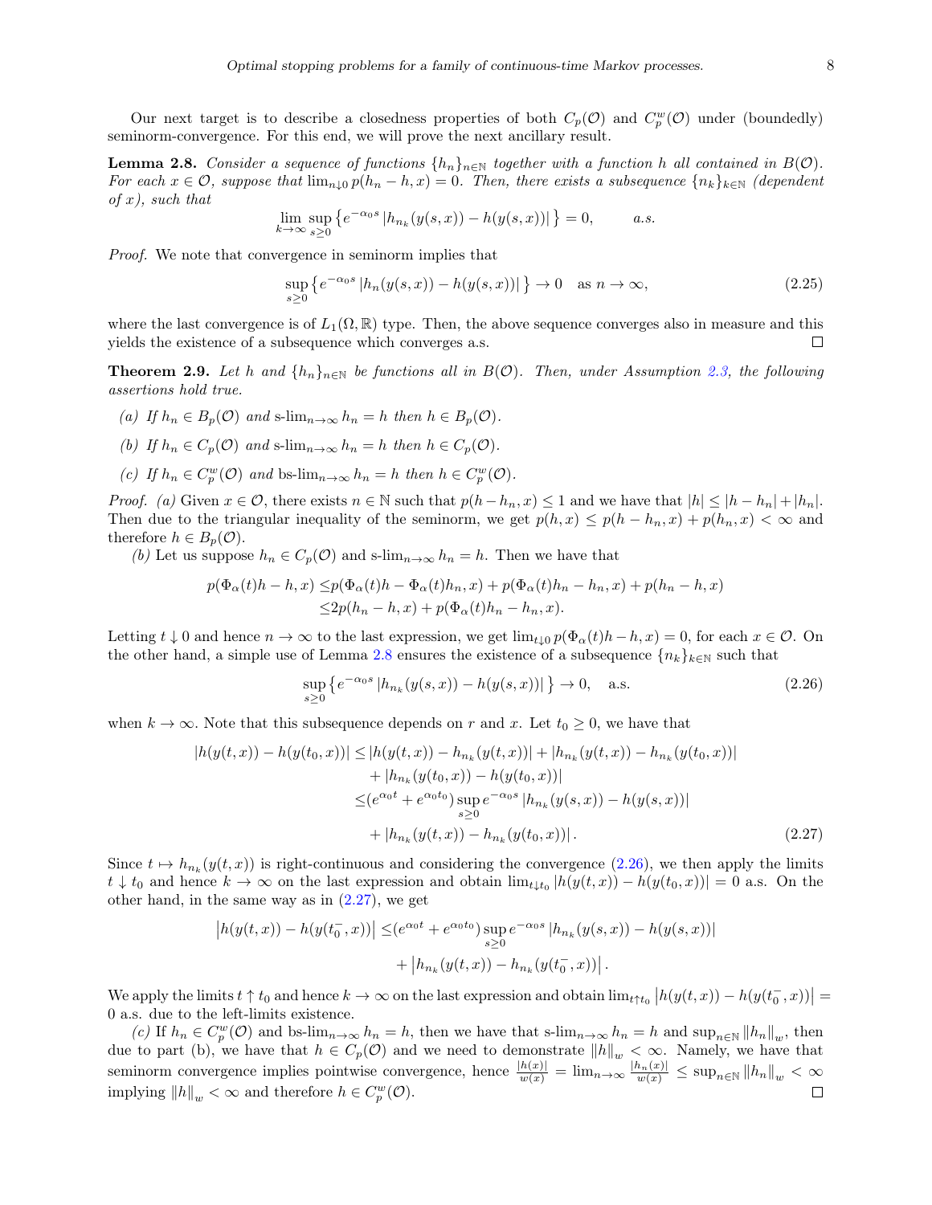Our next target is to describe a closedness properties of both $C_p(\mathcal{O})$ and $C_p^w(\mathcal{O})$ under (boundedly) seminorm-convergence. For this end, we will prove the next ancillary result.

**Lemma 2.8.** *Consider a sequence of functions $\{h_n\}_{n\in\mathbb{N}}$ together with a function $h$ all contained in $B(\mathcal{O})$. For each $x \in \mathcal{O}$, suppose that $\lim_{n\downarrow 0} p(h_n - h, x) = 0$. Then, there exists a subsequence $\{n_k\}_{k\in\mathbb{N}}$ (dependent of $x$), such that*

$$\lim_{k\to\infty} \sup_{s\geq 0} \left\{ e^{-\alpha_0 s} \left| h_{n_k}(y(s,x)) - h(y(s,x)) \right| \right\} = 0, \qquad a.s.$$

*Proof.* We note that convergence in seminorm implies that

$$\sup_{s\geq 0} \left\{ e^{-\alpha_0 s} \left| h_n(y(s,x)) - h(y(s,x)) \right| \right\} \to 0 \quad \text{as } n \to \infty, \tag{2.25}$$

where the last convergence is of $L_1(\Omega, \mathbb{R})$ type. Then, the above sequence converges also in measure and this yields the existence of a subsequence which converges a.s. $\square$

**Theorem 2.9.** *Let $h$ and $\{h_n\}_{n\in\mathbb{N}}$ be functions all in $B(\mathcal{O})$. Then, under Assumption 2.3, the following assertions hold true.*

*(a) If $h_n \in B_p(\mathcal{O})$ and $\text{s-}\lim_{n\to\infty} h_n = h$ then $h \in B_p(\mathcal{O})$.*

*(b) If $h_n \in C_p(\mathcal{O})$ and $\text{s-}\lim_{n\to\infty} h_n = h$ then $h \in C_p(\mathcal{O})$.*

*(c) If $h_n \in C_p^w(\mathcal{O})$ and $\text{bs-}\lim_{n\to\infty} h_n = h$ then $h \in C_p^w(\mathcal{O})$.*

*Proof.* *(a)* Given $x \in \mathcal{O}$, there exists $n \in \mathbb{N}$ such that $p(h - h_n, x) \leq 1$ and we have that $|h| \leq |h - h_n| + |h_n|$. Then due to the triangular inequality of the seminorm, we get $p(h, x) \leq p(h - h_n, x) + p(h_n, x) < \infty$ and therefore $h \in B_p(\mathcal{O})$.

*(b)* Let us suppose $h_n \in C_p(\mathcal{O})$ and $\text{s-}\lim_{n\to\infty} h_n = h$. Then we have that

$$\begin{aligned}
p(\Phi_\alpha(t)h - h, x) \leq & p(\Phi_\alpha(t)h - \Phi_\alpha(t)h_n, x) + p(\Phi_\alpha(t)h_n - h_n, x) + p(h_n - h, x) \\
\leq & 2p(h_n - h, x) + p(\Phi_\alpha(t)h_n - h_n, x).
\end{aligned}$$

Letting $t \downarrow 0$ and hence $n \to \infty$ to the last expression, we get $\lim_{t\downarrow 0} p(\Phi_\alpha(t)h - h, x) = 0$, for each $x \in \mathcal{O}$. On the other hand, a simple use of Lemma 2.8 ensures the existence of a subsequence $\{n_k\}_{k\in\mathbb{N}}$ such that

$$\sup_{s\geq 0} \left\{ e^{-\alpha_0 s} \left| h_{n_k}(y(s,x)) - h(y(s,x)) \right| \right\} \to 0, \quad \text{a.s.} \tag{2.26}$$

when $k \to \infty$. Note that this subsequence depends on $r$ and $x$. Let $t_0 \geq 0$, we have that

$$\begin{aligned}
|h(y(t,x)) - h(y(t_0,x))| \leq & |h(y(t,x)) - h_{n_k}(y(t,x))| + |h_{n_k}(y(t,x)) - h_{n_k}(y(t_0,x))| \\
& + |h_{n_k}(y(t_0,x)) - h(y(t_0,x))| \\
\leq & (e^{\alpha_0 t} + e^{\alpha_0 t_0}) \sup_{s\geq 0} e^{-\alpha_0 s} \left| h_{n_k}(y(s,x)) - h(y(s,x)) \right| \\
& + \left| h_{n_k}(y(t,x)) - h_{n_k}(y(t_0,x)) \right|.
\end{aligned} \tag{2.27}$$

Since $t \mapsto h_{n_k}(y(t,x))$ is right-continuous and considering the convergence (2.26), we then apply the limits $t \downarrow t_0$ and hence $k \to \infty$ on the last expression and obtain $\lim_{t\downarrow t_0} |h(y(t,x)) - h(y(t_0,x))| = 0$ a.s. On the other hand, in the same way as in (2.27), we get

$$\begin{aligned}
\left| h(y(t,x)) - h(y(t_0^-,x)) \right| \leq & (e^{\alpha_0 t} + e^{\alpha_0 t_0}) \sup_{s\geq 0} e^{-\alpha_0 s} \left| h_{n_k}(y(s,x)) - h(y(s,x)) \right| \\
& + \left| h_{n_k}(y(t,x)) - h_{n_k}(y(t_0^-,x)) \right|.
\end{aligned}$$

We apply the limits $t \uparrow t_0$ and hence $k \to \infty$ on the last expression and obtain $\lim_{t\uparrow t_0} \left| h(y(t,x)) - h(y(t_0^-,x)) \right| = 0$ a.s. due to the left-limits existence.

*(c)* If $h_n \in C_p^w(\mathcal{O})$ and $\text{bs-}\lim_{n\to\infty} h_n = h$, then we have that $\text{s-}\lim_{n\to\infty} h_n = h$ and $\sup_{n\in\mathbb{N}} \|h_n\|_w$, then due to part (b), we have that $h \in C_p(\mathcal{O})$ and we need to demonstrate $\|h\|_w < \infty$. Namely, we have that seminorm convergence implies pointwise convergence, hence $\frac{|h(x)|}{w(x)} = \lim_{n\to\infty} \frac{|h_n(x)|}{w(x)} \leq \sup_{n\in\mathbb{N}} \|h_n\|_w < \infty$ implying $\|h\|_w < \infty$ and therefore $h \in C_p^w(\mathcal{O})$. $\square$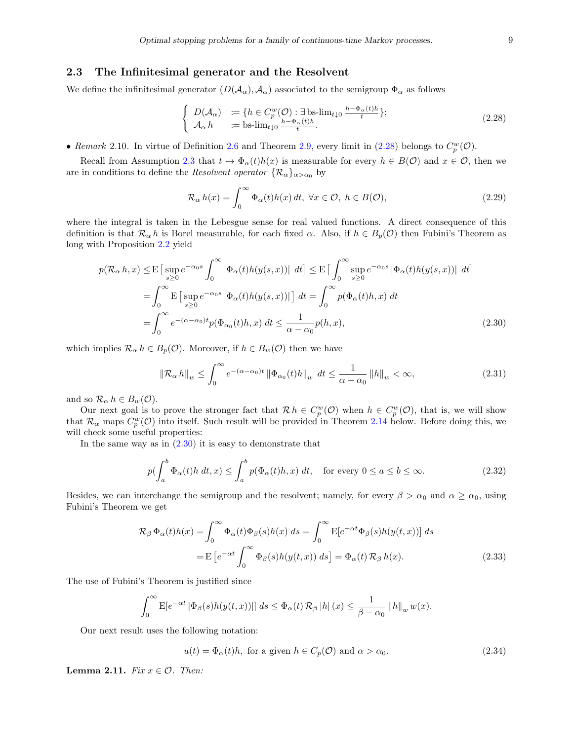## 2.3 The Infinitesimal generator and the Resolvent

We define the infinitesimal generator $(D(\mathcal{A}_\alpha), \mathcal{A}_\alpha)$ associated to the semigroup $\Phi_\alpha$ as follows

$$\begin{cases} D(\mathcal{A}_\alpha) & := \{h \in C_p^w(\mathcal{O}) : \exists \, \text{bs-lim}_{t\downarrow 0} \frac{h - \Phi_\alpha(t)h}{t}\}; \\ \mathcal{A}_\alpha \, h & := \text{bs-lim}_{t\downarrow 0} \frac{h-\Phi_\alpha(t)h}{t}. \end{cases} \tag{2.28}$$

• *Remark* 2.10. In virtue of Definition 2.6 and Theorem 2.9, every limit in (2.28) belongs to $C_p^w(\mathcal{O})$.

Recall from Assumption 2.3 that $t \mapsto \Phi_\alpha(t)h(x)$ is measurable for every $h \in B(\mathcal{O})$ and $x \in \mathcal{O}$, then we are in conditions to define the *Resolvent operator* $\{\mathcal{R}_\alpha\}_{\alpha > \alpha_0}$ by

$$\mathcal{R}_\alpha \, h(x) = \int_0^\infty \Phi_\alpha(t)h(x) \, dt, \ \forall x \in \mathcal{O}, \ h \in B(\mathcal{O}), \tag{2.29}$$

where the integral is taken in the Lebesgue sense for real valued functions. A direct consequence of this definition is that $\mathcal{R}_\alpha \, h$ is Borel measurable, for each fixed $\alpha$. Also, if $h \in B_p(\mathcal{O})$ then Fubini's Theorem as long with Proposition 2.2 yield

$$\begin{aligned} p(\mathcal{R}_\alpha \, h, x) &\leq \mathrm{E}\big[\sup_{s\geq 0} e^{-\alpha_0 s} \int_0^\infty |\Phi_\alpha(t)h(y(s,x))| \ dt\big] \leq \mathrm{E}\big[\int_0^\infty \sup_{s\geq 0} e^{-\alpha_0 s} |\Phi_\alpha(t)h(y(s,x))| \ dt\big] \\ &= \int_0^\infty \mathrm{E}\big[\sup_{s\geq 0} e^{-\alpha_0 s} |\Phi_\alpha(t)h(y(s,x))|\big] \ dt = \int_0^\infty p(\Phi_\alpha(t)h, x) \ dt \\ &= \int_0^\infty e^{-(\alpha-\alpha_0)t} p(\Phi_{\alpha_0}(t)h, x) \ dt \leq \frac{1}{\alpha - \alpha_0} p(h, x), \end{aligned} \tag{2.30}$$

which implies $\mathcal{R}_\alpha \, h \in B_p(\mathcal{O})$. Moreover, if $h \in B_w(\mathcal{O})$ then we have

$$\|\mathcal{R}_\alpha \, h\|_w \leq \int_0^\infty e^{-(\alpha-\alpha_0)t} \|\Phi_{\alpha_0}(t)h\|_w \ dt \leq \frac{1}{\alpha-\alpha_0} \|h\|_w < \infty, \tag{2.31}$$

and so $\mathcal{R}_\alpha \, h \in B_w(\mathcal{O})$.

Our next goal is to prove the stronger fact that $\mathcal{R} \, h \in C_p^w(\mathcal{O})$ when $h \in C_p^w(\mathcal{O})$, that is, we will show that $\mathcal{R}_\alpha$ maps $C_p^w(\mathcal{O})$ into itself. Such result will be provided in Theorem 2.14 below. Before doing this, we will check some useful properties:

In the same way as in (2.30) it is easy to demonstrate that

$$p(\int_a^b \Phi_\alpha(t)h \ dt, x) \leq \int_a^b p(\Phi_\alpha(t)h, x) \ dt, \quad \text{for every } 0 \leq a \leq b \leq \infty. \tag{2.32}$$

Besides, we can interchange the semigroup and the resolvent; namely, for every $\beta > \alpha_0$ and $\alpha \geq \alpha_0$, using Fubini's Theorem we get

$$\begin{aligned} \mathcal{R}_\beta \, \Phi_\alpha(t)h(x) &= \int_0^\infty \Phi_\alpha(t)\Phi_\beta(s)h(x) \ ds = \int_0^\infty \mathrm{E}[e^{-\alpha t}\Phi_\beta(s)h(y(t,x))] \ ds \\ &= \mathrm{E}\left[e^{-\alpha t} \int_0^\infty \Phi_\beta(s)h(y(t,x)) \ ds\right] = \Phi_\alpha(t) \, \mathcal{R}_\beta \, h(x). \end{aligned} \tag{2.33}$$

The use of Fubini's Theorem is justified since

$$\int_0^\infty \mathrm{E}[e^{-\alpha t} |\Phi_\beta(s)h(y(t,x))|] \ ds \leq \Phi_\alpha(t) \, \mathcal{R}_\beta \, |h| \, (x) \leq \frac{1}{\beta - \alpha_0} \|h\|_w \, w(x).$$

Our next result uses the following notation:

$$u(t) = \Phi_\alpha(t)h, \text{ for a given } h \in C_p(\mathcal{O}) \text{ and } \alpha > \alpha_0. \tag{2.34}$$

**Lemma 2.11.** *Fix $x \in \mathcal{O}$. Then:*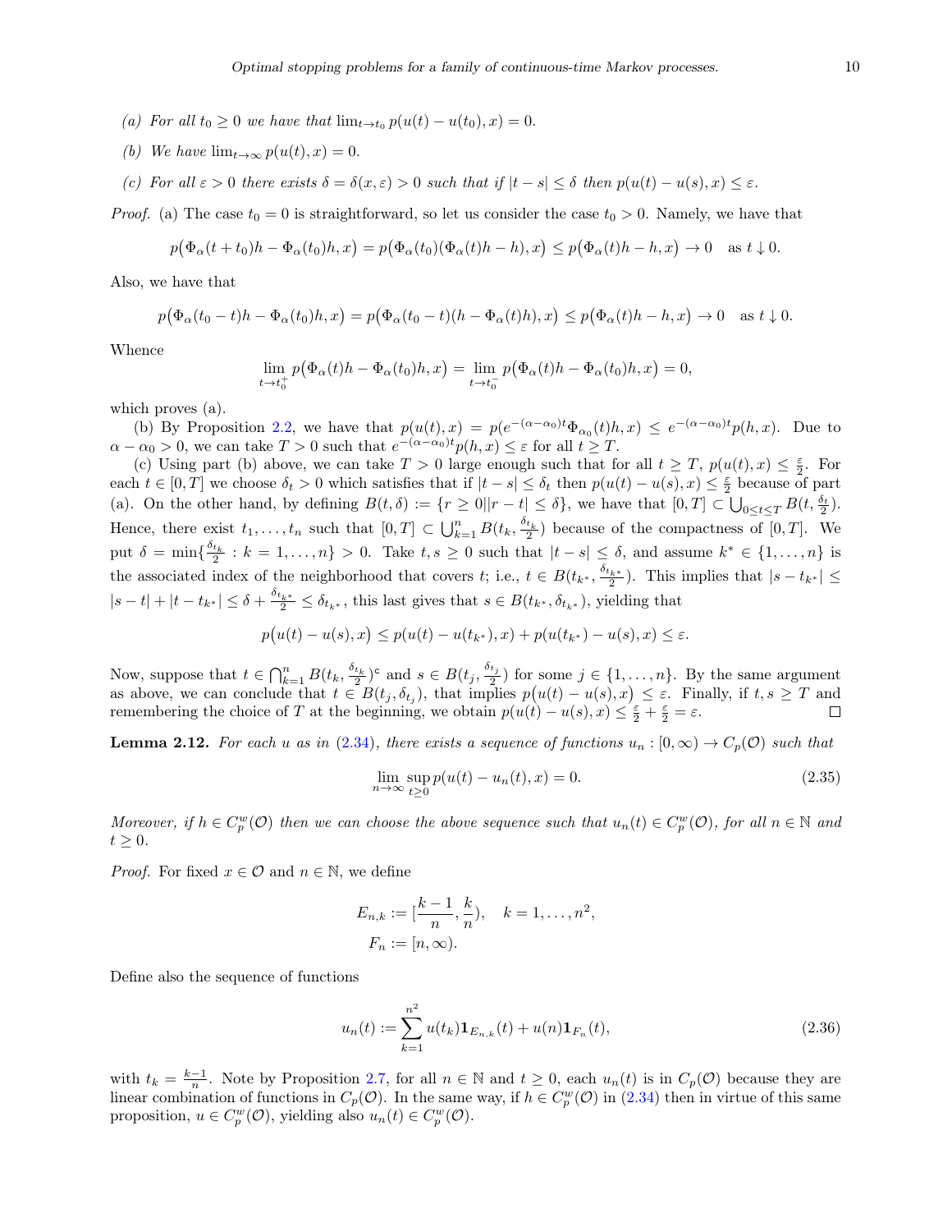(a) *For all $t_0 \geq 0$ we have that $\lim_{t\to t_0} p(u(t)-u(t_0),x)=0$.*

(b) *We have $\lim_{t\to\infty} p(u(t),x)=0$.*

(c) *For all $\varepsilon>0$ there exists $\delta=\delta(x,\varepsilon)>0$ such that if $|t-s|\leq\delta$ then $p(u(t)-u(s),x)\leq\varepsilon$.*

*Proof.* (a) The case $t_0=0$ is straightforward, so let us consider the case $t_0>0$. Namely, we have that

$$p\big(\Phi_\alpha(t+t_0)h-\Phi_\alpha(t_0)h,x\big)=p\big(\Phi_\alpha(t_0)(\Phi_\alpha(t)h-h),x\big)\leq p\big(\Phi_\alpha(t)h-h,x\big)\to 0 \quad \text{as } t\downarrow 0.$$

Also, we have that

$$p\big(\Phi_\alpha(t_0-t)h-\Phi_\alpha(t_0)h,x\big)=p\big(\Phi_\alpha(t_0-t)(h-\Phi_\alpha(t)h),x\big)\leq p\big(\Phi_\alpha(t)h-h,x\big)\to 0 \quad \text{as } t\downarrow 0.$$

Whence

$$\lim_{t\to t_0^+} p\big(\Phi_\alpha(t)h-\Phi_\alpha(t_0)h,x\big)=\lim_{t\to t_0^-} p\big(\Phi_\alpha(t)h-\Phi_\alpha(t_0)h,x\big)=0,$$

which proves (a).

(b) By Proposition 2.2, we have that $p(u(t),x)=p(e^{-(\alpha-\alpha_0)t}\Phi_{\alpha_0}(t)h,x)\leq e^{-(\alpha-\alpha_0)t}p(h,x)$. Due to $\alpha-\alpha_0>0$, we can take $T>0$ such that $e^{-(\alpha-\alpha_0)t}p(h,x)\leq\varepsilon$ for all $t\geq T$.

(c) Using part (b) above, we can take $T>0$ large enough such that for all $t\geq T$, $p(u(t),x)\leq\frac{\varepsilon}{2}$. For each $t\in[0,T]$ we choose $\delta_t>0$ which satisfies that if $|t-s|\leq\delta_t$ then $p(u(t)-u(s),x)\leq\frac{\varepsilon}{2}$ because of part (a). On the other hand, by defining $B(t,\delta):=\{r\geq 0||r-t|\leq\delta\}$, we have that $[0,T]\subset\bigcup_{0\leq t\leq T}B(t,\frac{\delta_t}{2})$. Hence, there exist $t_1,\dots,t_n$ such that $[0,T]\subset\bigcup_{k=1}^n B(t_k,\frac{\delta_{t_k}}{2})$ because of the compactness of $[0,T]$. We put $\delta=\min\{\frac{\delta_{t_k}}{2}:k=1,\dots,n\}>0$. Take $t,s\geq 0$ such that $|t-s|\leq\delta$, and assume $k^*\in\{1,\dots,n\}$ is the associated index of the neighborhood that covers $t$; i.e., $t\in B(t_{k^*},\frac{\delta_{t_{k^*}}}{2})$. This implies that $|s-t_{k^*}|\leq |s-t|+|t-t_{k^*}|\leq\delta+\frac{\delta_{t_{k^*}}}{2}\leq\delta_{t_{k^*}}$, this last gives that $s\in B(t_{k^*},\delta_{t_{k^*}})$, yielding that

$$p\big(u(t)-u(s),x\big)\leq p(u(t)-u(t_{k^*}),x)+p(u(t_{k^*})-u(s),x)\leq\varepsilon.$$

Now, suppose that $t\in\bigcap_{k=1}^n B(t_k,\frac{\delta_{t_k}}{2})^{\mathsf{c}}$ and $s\in B(t_j,\frac{\delta_{t_j}}{2})$ for some $j\in\{1,\dots,n\}$. By the same argument as above, we can conclude that $t\in B(t_j,\delta_{t_j})$, that implies $p\big(u(t)-u(s),x\big)\leq\varepsilon$. Finally, if $t,s\geq T$ and remembering the choice of $T$ at the beginning, we obtain $p\big(u(t)-u(s),x\big)\leq\frac{\varepsilon}{2}+\frac{\varepsilon}{2}=\varepsilon$. ◻

**Lemma 2.12.** *For each $u$ as in (2.34), there exists a sequence of functions $u_n:[0,\infty)\to C_p(\mathcal{O})$ such that*

$$\lim_{n\to\infty}\sup_{t\geq 0}p(u(t)-u_n(t),x)=0. \tag{2.35}$$

*Moreover, if $h\in C_p^w(\mathcal{O})$ then we can choose the above sequence such that $u_n(t)\in C_p^w(\mathcal{O})$, for all $n\in\mathbb{N}$ and $t\geq 0$.*

*Proof.* For fixed $x\in\mathcal{O}$ and $n\in\mathbb{N}$, we define

$$E_{n,k}:=[\frac{k-1}{n},\frac{k}{n}),\quad k=1,\dots,n^2,$$
$$F_n:=[n,\infty).$$

Define also the sequence of functions

$$u_n(t):=\sum_{k=1}^{n^2}u(t_k)\mathbf{1}_{E_{n,k}}(t)+u(n)\mathbf{1}_{F_n}(t), \tag{2.36}$$

with $t_k=\frac{k-1}{n}$. Note by Proposition 2.7, for all $n\in\mathbb{N}$ and $t\geq 0$, each $u_n(t)$ is in $C_p(\mathcal{O})$ because they are linear combination of functions in $C_p(\mathcal{O})$. In the same way, if $h\in C_p^w(\mathcal{O})$ in (2.34) then in virtue of this same proposition, $u\in C_p^w(\mathcal{O})$, yielding also $u_n(t)\in C_p^w(\mathcal{O})$.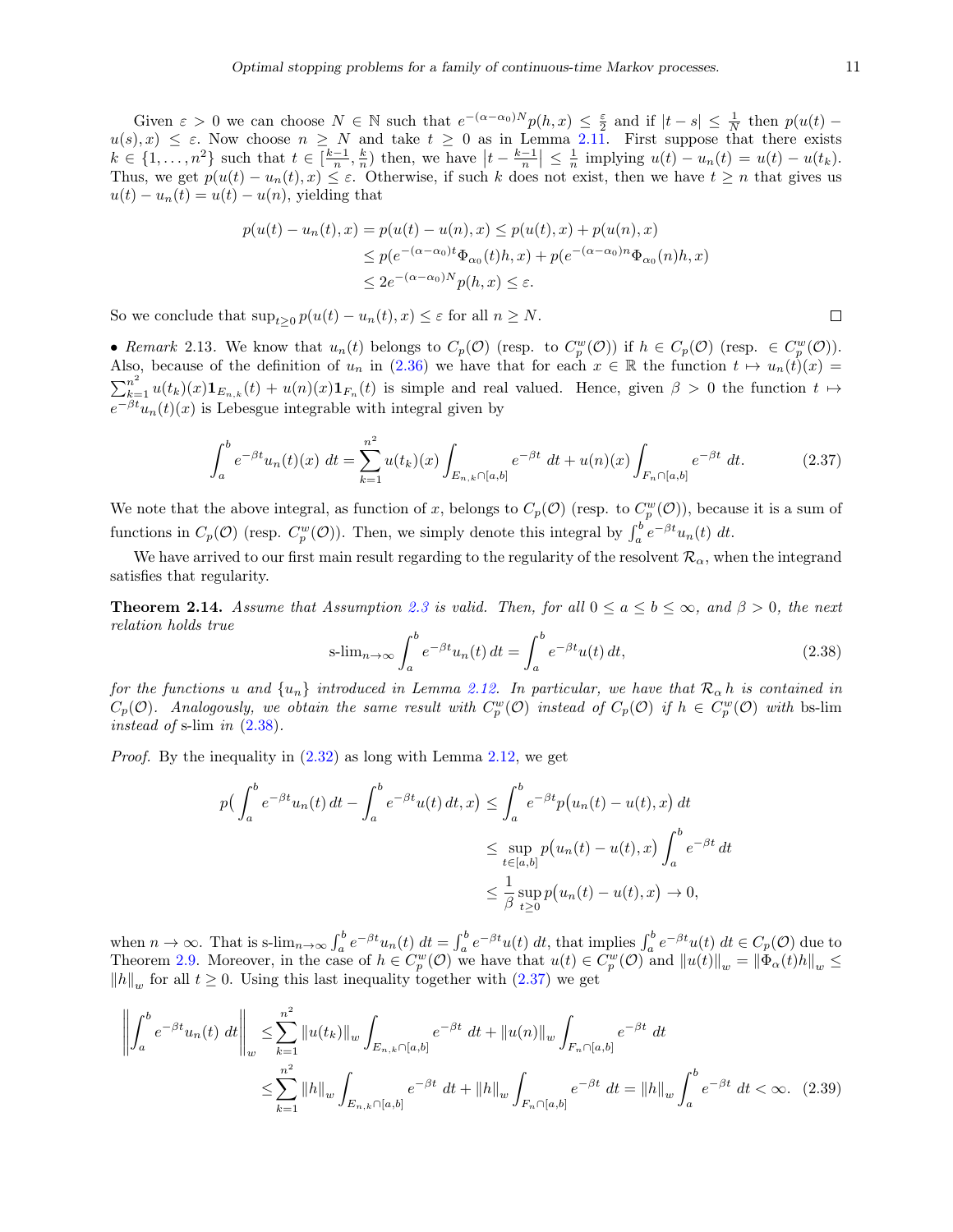Given $\varepsilon > 0$ we can choose $N \in \mathbb{N}$ such that $e^{-(\alpha-\alpha_0)N}p(h,x) \leq \frac{\varepsilon}{2}$ and if $|t-s| \leq \frac{1}{N}$ then $p(u(t)-u(s),x) \leq \varepsilon$. Now choose $n \geq N$ and take $t \geq 0$ as in Lemma 2.11. First suppose that there exists $k \in \{1,\ldots,n^2\}$ such that $t \in [\frac{k-1}{n},\frac{k}{n})$ then, we have $\left|t-\frac{k-1}{n}\right| \leq \frac{1}{n}$ implying $u(t)-u_n(t) = u(t)-u(t_k)$. Thus, we get $p(u(t)-u_n(t),x) \leq \varepsilon$. Otherwise, if such $k$ does not exist, then we have $t \geq n$ that gives us $u(t)-u_n(t) = u(t)-u(n)$, yielding that

$$
\begin{aligned}
p(u(t)-u_n(t),x) &= p(u(t)-u(n),x) \leq p(u(t),x) + p(u(n),x) \\
&\leq p(e^{-(\alpha-\alpha_0)t}\Phi_{\alpha_0}(t)h,x) + p(e^{-(\alpha-\alpha_0)n}\Phi_{\alpha_0}(n)h,x) \\
&\leq 2e^{-(\alpha-\alpha_0)N}p(h,x) \leq \varepsilon.
\end{aligned}
$$

So we conclude that $\sup_{t\geq 0} p(u(t)-u_n(t),x) \leq \varepsilon$ for all $n \geq N$. □

• *Remark* 2.13. We know that $u_n(t)$ belongs to $C_p(\mathcal{O})$ (resp. to $C_p^w(\mathcal{O})$) if $h \in C_p(\mathcal{O})$ (resp. $\in C_p^w(\mathcal{O})$). Also, because of the definition of $u_n$ in (2.36) we have that for each $x \in \mathbb{R}$ the function $t \mapsto u_n(t)(x) = \sum_{k=1}^{n^2} u(t_k)(x)\mathbf{1}_{E_{n,k}}(t) + u(n)(x)\mathbf{1}_{F_n}(t)$ is simple and real valued. Hence, given $\beta > 0$ the function $t \mapsto e^{-\beta t}u_n(t)(x)$ is Lebesgue integrable with integral given by

$$
\int_a^b e^{-\beta t}u_n(t)(x)\ dt = \sum_{k=1}^{n^2} u(t_k)(x)\int_{E_{n,k}\cap[a,b]} e^{-\beta t}\ dt + u(n)(x)\int_{F_n\cap[a,b]} e^{-\beta t}\ dt. \tag{2.37}
$$

We note that the above integral, as function of $x$, belongs to $C_p(\mathcal{O})$ (resp. to $C_p^w(\mathcal{O})$), because it is a sum of functions in $C_p(\mathcal{O})$ (resp. $C_p^w(\mathcal{O})$). Then, we simply denote this integral by $\int_a^b e^{-\beta t}u_n(t)\ dt$.

We have arrived to our first main result regarding to the regularity of the resolvent $\mathcal{R}_\alpha$, when the integrand satisfies that regularity.

**Theorem 2.14.** *Assume that Assumption 2.3 is valid. Then, for all $0 \leq a \leq b \leq \infty$, and $\beta > 0$, the next relation holds true*

$$
\text{s-lim}_{n\to\infty} \int_a^b e^{-\beta t}u_n(t)\,dt = \int_a^b e^{-\beta t}u(t)\,dt, \tag{2.38}
$$

*for the functions $u$ and $\{u_n\}$ introduced in Lemma 2.12. In particular, we have that $\mathcal{R}_\alpha h$ is contained in $C_p(\mathcal{O})$. Analogously, we obtain the same result with $C_p^w(\mathcal{O})$ instead of $C_p(\mathcal{O})$ if $h \in C_p^w(\mathcal{O})$ with* bs-lim *instead of* s-lim *in* (2.38).

*Proof.* By the inequality in (2.32) as long with Lemma 2.12, we get

$$
\begin{aligned}
p\Big(\int_a^b e^{-\beta t}u_n(t)\,dt - \int_a^b e^{-\beta t}u(t)\,dt, x\Big) &\leq \int_a^b e^{-\beta t}p\big(u_n(t)-u(t),x\big)\,dt \\
&\leq \sup_{t\in[a,b]} p\big(u_n(t)-u(t),x\big)\int_a^b e^{-\beta t}\,dt \\
&\leq \frac{1}{\beta}\sup_{t\geq 0} p\big(u_n(t)-u(t),x\big) \to 0,
\end{aligned}
$$

when $n \to \infty$. That is $\text{s-lim}_{n\to\infty}\int_a^b e^{-\beta t}u_n(t)\ dt = \int_a^b e^{-\beta t}u(t)\ dt$, that implies $\int_a^b e^{-\beta t}u(t)\ dt \in C_p(\mathcal{O})$ due to Theorem 2.9. Moreover, in the case of $h \in C_p^w(\mathcal{O})$ we have that $u(t) \in C_p^w(\mathcal{O})$ and $\|u(t)\|_w = \|\Phi_\alpha(t)h\|_w \leq \|h\|_w$ for all $t \geq 0$. Using this last inequality together with (2.37) we get

$$
\begin{aligned}
\left\|\int_a^b e^{-\beta t}u_n(t)\ dt\right\|_w &\leq \sum_{k=1}^{n^2}\|u(t_k)\|_w\int_{E_{n,k}\cap[a,b]} e^{-\beta t}\ dt + \|u(n)\|_w\int_{F_n\cap[a,b]} e^{-\beta t}\ dt \\
&\leq \sum_{k=1}^{n^2}\|h\|_w\int_{E_{n,k}\cap[a,b]} e^{-\beta t}\ dt + \|h\|_w\int_{F_n\cap[a,b]} e^{-\beta t}\ dt = \|h\|_w\int_a^b e^{-\beta t}\ dt < \infty.
\end{aligned} \tag{2.39}
$$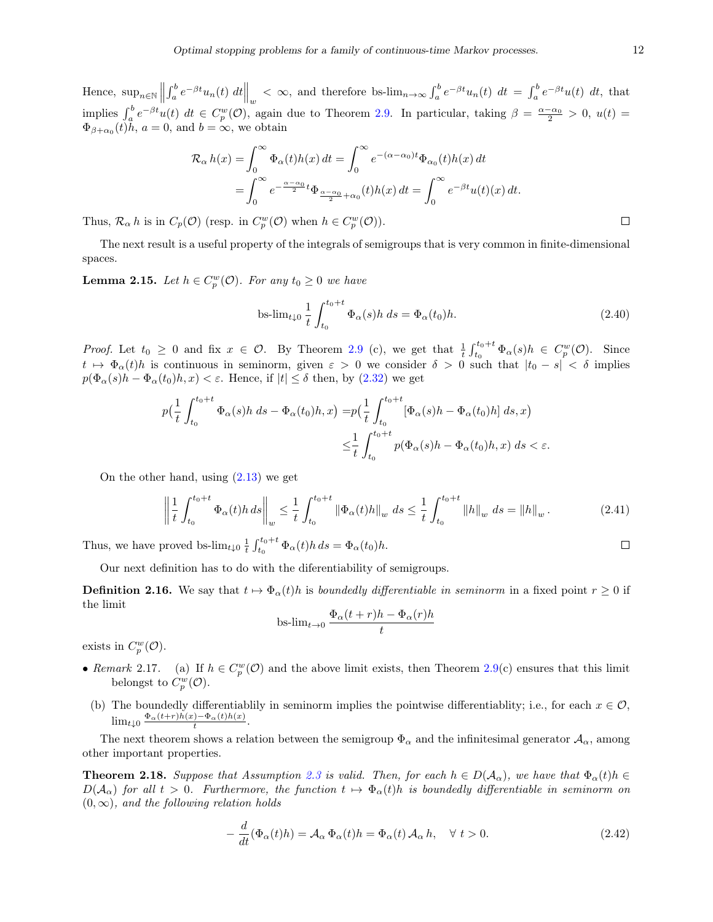Hence, $\sup_{n\in\mathbb{N}} \left\| \int_a^b e^{-\beta t} u_n(t)\, dt \right\|_w < \infty$, and therefore $\text{bs-lim}_{n\to\infty} \int_a^b e^{-\beta t} u_n(t)\, dt = \int_a^b e^{-\beta t} u(t)\, dt$, that implies $\int_a^b e^{-\beta t} u(t)\, dt \in C_p^w(\mathcal{O})$, again due to Theorem 2.9. In particular, taking $\beta = \frac{\alpha-\alpha_0}{2} > 0$, $u(t) = \Phi_{\beta+\alpha_0}(t)h$, $a = 0$, and $b = \infty$, we obtain

$$
\begin{aligned}
\mathcal{R}_\alpha\, h(x) &= \int_0^\infty \Phi_\alpha(t)h(x)\, dt = \int_0^\infty e^{-(\alpha-\alpha_0)t}\Phi_{\alpha_0}(t)h(x)\, dt \\
&= \int_0^\infty e^{-\frac{\alpha-\alpha_0}{2}t}\Phi_{\frac{\alpha-\alpha_0}{2}+\alpha_0}(t)h(x)\, dt = \int_0^\infty e^{-\beta t} u(t)(x)\, dt.
\end{aligned}
$$

Thus, $\mathcal{R}_\alpha\, h$ is in $C_p(\mathcal{O})$ (resp. in $C_p^w(\mathcal{O})$ when $h \in C_p^w(\mathcal{O})$). $\square$

The next result is a useful property of the integrals of semigroups that is very common in finite-dimensional spaces.

**Lemma 2.15.** *Let $h \in C_p^w(\mathcal{O})$. For any $t_0 \geq 0$ we have*

$$
\text{bs-lim}_{t\downarrow 0} \frac{1}{t}\int_{t_0}^{t_0+t} \Phi_\alpha(s)h\, ds = \Phi_\alpha(t_0)h. \tag{2.40}
$$

*Proof.* Let $t_0 \geq 0$ and fix $x \in \mathcal{O}$. By Theorem 2.9 (c), we get that $\frac{1}{t}\int_{t_0}^{t_0+t} \Phi_\alpha(s)h \in C_p^w(\mathcal{O})$. Since $t \mapsto \Phi_\alpha(t)h$ is continuous in seminorm, given $\varepsilon > 0$ we consider $\delta > 0$ such that $|t_0 - s| < \delta$ implies $p(\Phi_\alpha(s)h - \Phi_\alpha(t_0)h, x) < \varepsilon$. Hence, if $|t| \leq \delta$ then, by (2.32) we get

$$
\begin{aligned}
p\big(\frac{1}{t}\int_{t_0}^{t_0+t} \Phi_\alpha(s)h\, ds - \Phi_\alpha(t_0)h, x\big) =& p\big(\frac{1}{t}\int_{t_0}^{t_0+t} [\Phi_\alpha(s)h - \Phi_\alpha(t_0)h]\, ds, x\big) \\
\leq& \frac{1}{t}\int_{t_0}^{t_0+t} p(\Phi_\alpha(s)h - \Phi_\alpha(t_0)h, x)\, ds < \varepsilon.
\end{aligned}
$$

On the other hand, using (2.13) we get

$$
\left\| \frac{1}{t}\int_{t_0}^{t_0+t} \Phi_\alpha(t)h\, ds \right\|_w \leq \frac{1}{t}\int_{t_0}^{t_0+t} \|\Phi_\alpha(t)h\|_w\, ds \leq \frac{1}{t}\int_{t_0}^{t_0+t} \|h\|_w\, ds = \|h\|_w\,. \tag{2.41}
$$

Thus, we have proved $\text{bs-lim}_{t\downarrow 0} \frac{1}{t}\int_{t_0}^{t_0+t} \Phi_\alpha(t)h\, ds = \Phi_\alpha(t_0)h$. $\square$

Our next definition has to do with the diferentiability of semigroups.

**Definition 2.16.** We say that $t \mapsto \Phi_\alpha(t)h$ is *boundedly differentiable in seminorm* in a fixed point $r \geq 0$ if the limit

$$
\text{bs-lim}_{t\to 0} \frac{\Phi_\alpha(t+r)h - \Phi_\alpha(r)h}{t}
$$

exists in $C_p^w(\mathcal{O})$.

- *Remark* 2.17. (a) If $h \in C_p^w(\mathcal{O})$ and the above limit exists, then Theorem 2.9(c) ensures that this limit belongst to $C_p^w(\mathcal{O})$.

  (b) The boundedly differentiablily in seminorm implies the pointwise differentiablity; i.e., for each $x \in \mathcal{O}$, $\lim_{t\downarrow 0} \frac{\Phi_\alpha(t+r)h(x) - \Phi_\alpha(t)h(x)}{t}$.

The next theorem shows a relation between the semigroup $\Phi_\alpha$ and the infinitesimal generator $\mathcal{A}_\alpha$, among other important properties.

**Theorem 2.18.** *Suppose that Assumption 2.3 is valid. Then, for each $h \in D(\mathcal{A}_\alpha)$, we have that $\Phi_\alpha(t)h \in D(\mathcal{A}_\alpha)$ for all $t > 0$. Furthermore, the function $t \mapsto \Phi_\alpha(t)h$ is boundedly differentiable in seminorm on $(0, \infty)$, and the following relation holds*

$$
-\frac{d}{dt}(\Phi_\alpha(t)h) = \mathcal{A}_\alpha\, \Phi_\alpha(t)h = \Phi_\alpha(t)\, \mathcal{A}_\alpha\, h, \quad \forall\ t > 0. \tag{2.42}
$$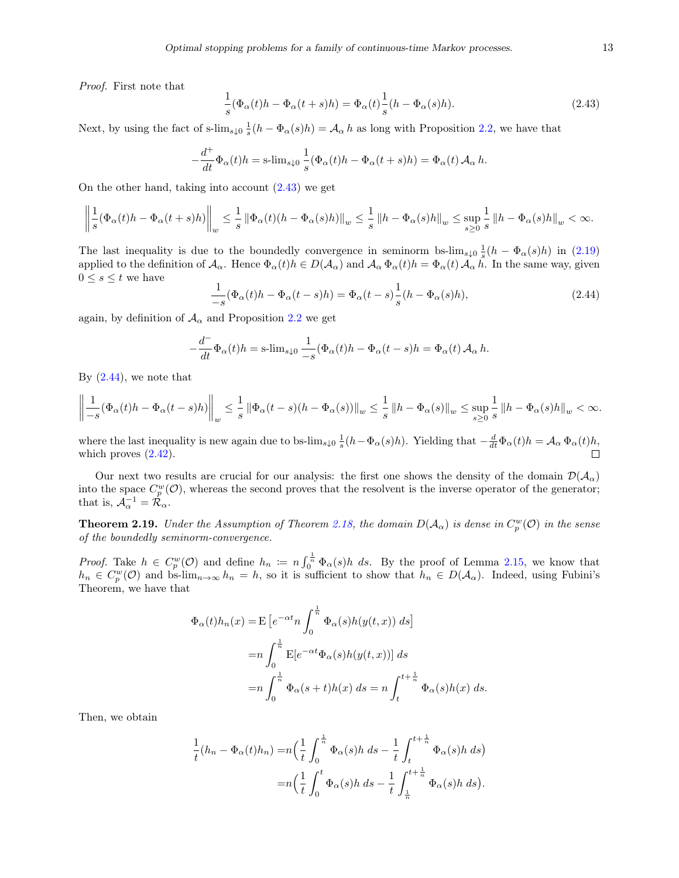*Proof.* First note that

$$\frac{1}{s}(\Phi_\alpha(t)h - \Phi_\alpha(t+s)h) = \Phi_\alpha(t)\frac{1}{s}(h - \Phi_\alpha(s)h). \tag{2.43}$$

Next, by using the fact of s-$\lim_{s\downarrow 0} \frac{1}{s}(h - \Phi_\alpha(s)h) = \mathcal{A}_\alpha\, h$ as long with Proposition 2.2, we have that

$$-\frac{d^+}{dt}\Phi_\alpha(t)h = \text{s-lim}_{s\downarrow 0}\,\frac{1}{s}(\Phi_\alpha(t)h - \Phi_\alpha(t+s)h) = \Phi_\alpha(t)\,\mathcal{A}_\alpha\, h.$$

On the other hand, taking into account (2.43) we get

$$\left\|\frac{1}{s}(\Phi_\alpha(t)h - \Phi_\alpha(t+s)h)\right\|_w \leq \frac{1}{s}\left\|\Phi_\alpha(t)(h - \Phi_\alpha(s)h)\right\|_w \leq \frac{1}{s}\left\|h - \Phi_\alpha(s)h\right\|_w \leq \sup_{s\geq 0}\frac{1}{s}\left\|h - \Phi_\alpha(s)h\right\|_w < \infty.$$

The last inequality is due to the boundedly convergence in seminorm bs-$\lim_{s\downarrow 0} \frac{1}{s}(h - \Phi_\alpha(s)h)$ in (2.19) applied to the definition of $\mathcal{A}_\alpha$. Hence $\Phi_\alpha(t)h \in D(\mathcal{A}_\alpha)$ and $\mathcal{A}_\alpha\,\Phi_\alpha(t)h = \Phi_\alpha(t)\,\mathcal{A}_\alpha\, h$. In the same way, given $0 \leq s \leq t$ we have

$$\frac{1}{-s}(\Phi_\alpha(t)h - \Phi_\alpha(t-s)h) = \Phi_\alpha(t-s)\frac{1}{s}(h - \Phi_\alpha(s)h), \tag{2.44}$$

again, by definition of $\mathcal{A}_\alpha$ and Proposition 2.2 we get

$$-\frac{d^-}{dt}\Phi_\alpha(t)h = \text{s-lim}_{s\downarrow 0}\,\frac{1}{-s}(\Phi_\alpha(t)h - \Phi_\alpha(t-s)h = \Phi_\alpha(t)\,\mathcal{A}_\alpha\, h.$$

By (2.44), we note that

$$\left\|\frac{1}{-s}(\Phi_\alpha(t)h - \Phi_\alpha(t-s)h)\right\|_w \leq \frac{1}{s}\left\|\Phi_\alpha(t-s)(h - \Phi_\alpha(s))\right\|_w \leq \frac{1}{s}\left\|h - \Phi_\alpha(s)\right\|_w \leq \sup_{s\geq 0}\frac{1}{s}\left\|h - \Phi_\alpha(s)h\right\|_w < \infty.$$

where the last inequality is new again due to bs-$\lim_{s\downarrow 0} \frac{1}{s}(h - \Phi_\alpha(s)h)$. Yielding that $-\frac{d}{dt}\Phi_\alpha(t)h = \mathcal{A}_\alpha\,\Phi_\alpha(t)h$, which proves (2.42). $\square$

Our next two results are crucial for our analysis: the first one shows the density of the domain $\mathcal{D}(\mathcal{A}_\alpha)$ into the space $C_p^w(\mathcal{O})$, whereas the second proves that the resolvent is the inverse operator of the generator; that is, $\mathcal{A}_\alpha^{-1} = \mathcal{R}_\alpha$.

**Theorem 2.19.** *Under the Assumption of Theorem 2.18, the domain $D(\mathcal{A}_\alpha)$ is dense in $C_p^w(\mathcal{O})$ in the sense of the boundedly seminorm-convergence.*

*Proof.* Take $h \in C_p^w(\mathcal{O})$ and define $h_n := n\int_0^{\frac{1}{n}}\Phi_\alpha(s)h\; ds$. By the proof of Lemma 2.15, we know that $h_n \in C_p^w(\mathcal{O})$ and bs-$\lim_{n\to\infty} h_n = h$, so it is sufficient to show that $h_n \in D(\mathcal{A}_\alpha)$. Indeed, using Fubini's Theorem, we have that

$$\begin{aligned}
\Phi_\alpha(t)h_n(x) =& \,\mathrm{E}\left[e^{-\alpha t} n\int_0^{\frac{1}{n}}\Phi_\alpha(s)h(y(t,x))\; ds\right]\\
=& n\int_0^{\frac{1}{n}}\mathrm{E}[e^{-\alpha t}\Phi_\alpha(s)h(y(t,x))]\; ds\\
=& n\int_0^{\frac{1}{n}}\Phi_\alpha(s+t)h(x)\; ds = n\int_t^{t+\frac{1}{n}}\Phi_\alpha(s)h(x)\; ds.
\end{aligned}$$

Then, we obtain

$$\begin{aligned}
\frac{1}{t}(h_n - \Phi_\alpha(t)h_n) =& n\Big(\frac{1}{t}\int_0^{\frac{1}{n}}\Phi_\alpha(s)h\; ds - \frac{1}{t}\int_t^{t+\frac{1}{n}}\Phi_\alpha(s)h\; ds\Big)\\
=& n\Big(\frac{1}{t}\int_0^{t}\Phi_\alpha(s)h\; ds - \frac{1}{t}\int_{\frac{1}{n}}^{t+\frac{1}{n}}\Phi_\alpha(s)h\; ds\Big).
\end{aligned}$$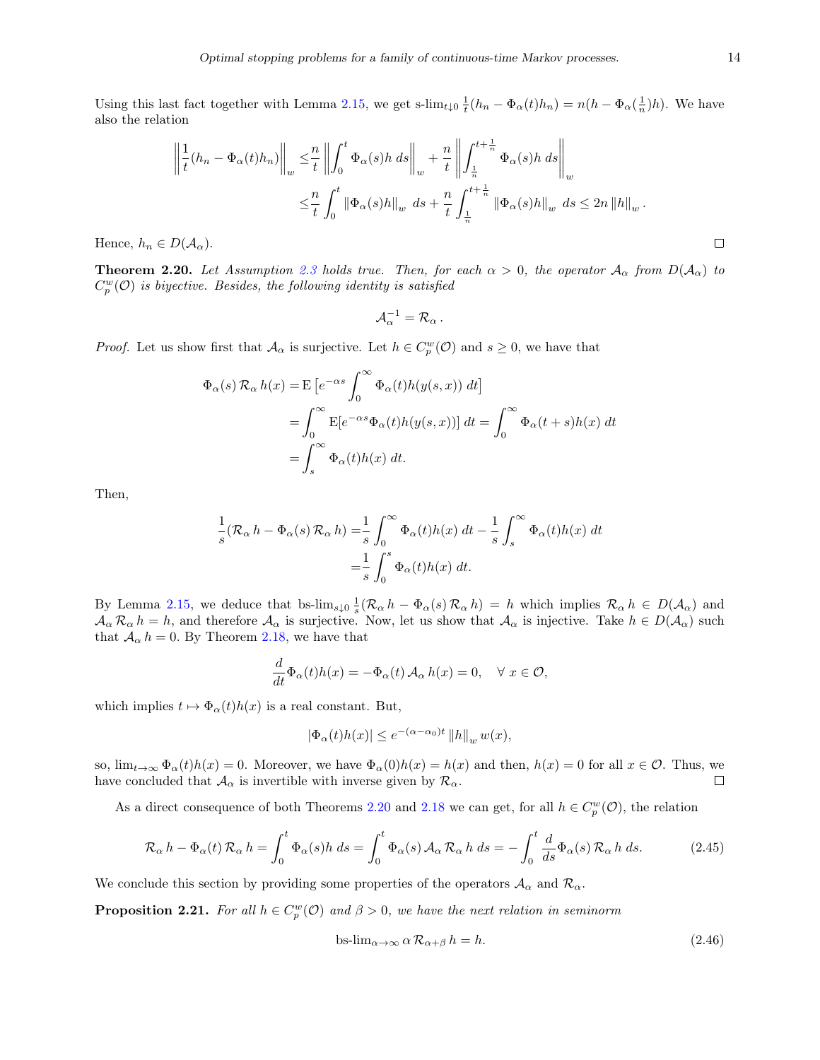Using this last fact together with Lemma 2.15, we get s-$\lim_{t\downarrow 0} \frac{1}{t}(h_n - \Phi_\alpha(t)h_n) = n(h - \Phi_\alpha(\frac{1}{n})h)$. We have also the relation

$$
\begin{aligned}
\left\| \frac{1}{t}(h_n - \Phi_\alpha(t)h_n) \right\|_w \leq & \frac{n}{t} \left\| \int_0^t \Phi_\alpha(s)h \, ds \right\|_w + \frac{n}{t} \left\| \int_{\frac{1}{n}}^{t+\frac{1}{n}} \Phi_\alpha(s)h \, ds \right\|_w \\
\leq & \frac{n}{t} \int_0^t \left\| \Phi_\alpha(s)h \right\|_w \, ds + \frac{n}{t} \int_{\frac{1}{n}}^{t+\frac{1}{n}} \left\| \Phi_\alpha(s)h \right\|_w \, ds \leq 2n \left\| h \right\|_w .
\end{aligned}
$$

Hence, $h_n \in D(\mathcal{A}_\alpha)$. □

**Theorem 2.20.** *Let Assumption 2.3 holds true. Then, for each $\alpha > 0$, the operator $\mathcal{A}_\alpha$ from $D(\mathcal{A}_\alpha)$ to $C_p^w(\mathcal{O})$ is biyective. Besides, the following identity is satisfied*

$$
\mathcal{A}_\alpha^{-1} = \mathcal{R}_\alpha .
$$

*Proof.* Let us show first that $\mathcal{A}_\alpha$ is surjective. Let $h \in C_p^w(\mathcal{O})$ and $s \geq 0$, we have that

$$
\begin{aligned}
\Phi_\alpha(s)\, \mathcal{R}_\alpha\, h(x) =& \mathrm{E}\left[ e^{-\alpha s} \int_0^\infty \Phi_\alpha(t)h(y(s,x))\, dt \right] \\
=& \int_0^\infty \mathrm{E}[e^{-\alpha s}\Phi_\alpha(t)h(y(s,x))]\, dt = \int_0^\infty \Phi_\alpha(t+s)h(x)\, dt \\
=& \int_s^\infty \Phi_\alpha(t)h(x)\, dt.
\end{aligned}
$$

Then,

$$
\begin{aligned}
\frac{1}{s}(\mathcal{R}_\alpha\, h - \Phi_\alpha(s)\, \mathcal{R}_\alpha\, h) =& \frac{1}{s}\int_0^\infty \Phi_\alpha(t)h(x)\, dt - \frac{1}{s}\int_s^\infty \Phi_\alpha(t)h(x)\, dt \\
=& \frac{1}{s}\int_0^s \Phi_\alpha(t)h(x)\, dt.
\end{aligned}
$$

By Lemma 2.15, we deduce that bs-$\lim_{s\downarrow 0} \frac{1}{s}(\mathcal{R}_\alpha\, h - \Phi_\alpha(s)\, \mathcal{R}_\alpha\, h) = h$ which implies $\mathcal{R}_\alpha\, h \in D(\mathcal{A}_\alpha)$ and $\mathcal{A}_\alpha\, \mathcal{R}_\alpha\, h = h$, and therefore $\mathcal{A}_\alpha$ is surjective. Now, let us show that $\mathcal{A}_\alpha$ is injective. Take $h \in D(\mathcal{A}_\alpha)$ such that $\mathcal{A}_\alpha\, h = 0$. By Theorem 2.18, we have that

$$
\frac{d}{dt}\Phi_\alpha(t)h(x) = -\Phi_\alpha(t)\, \mathcal{A}_\alpha\, h(x) = 0, \quad \forall\, x \in \mathcal{O},
$$

which implies $t \mapsto \Phi_\alpha(t)h(x)$ is a real constant. But,

$$
|\Phi_\alpha(t)h(x)| \leq e^{-(\alpha-\alpha_0)t} \left\| h \right\|_w w(x),
$$

so, $\lim_{t\to\infty} \Phi_\alpha(t)h(x) = 0$. Moreover, we have $\Phi_\alpha(0)h(x) = h(x)$ and then, $h(x) = 0$ for all $x \in \mathcal{O}$. Thus, we have concluded that $\mathcal{A}_\alpha$ is invertible with inverse given by $\mathcal{R}_\alpha$. □

As a direct consequence of both Theorems 2.20 and 2.18 we can get, for all $h \in C_p^w(\mathcal{O})$, the relation

$$
\mathcal{R}_\alpha\, h - \Phi_\alpha(t)\, \mathcal{R}_\alpha\, h = \int_0^t \Phi_\alpha(s)h\, ds = \int_0^t \Phi_\alpha(s)\, \mathcal{A}_\alpha\, \mathcal{R}_\alpha\, h\, ds = -\int_0^t \frac{d}{ds}\Phi_\alpha(s)\, \mathcal{R}_\alpha\, h\, ds. \tag{2.45}
$$

We conclude this section by providing some properties of the operators $\mathcal{A}_\alpha$ and $\mathcal{R}_\alpha$.

**Proposition 2.21.** *For all $h \in C_p^w(\mathcal{O})$ and $\beta > 0$, we have the next relation in seminorm*

$$
\text{bs-}\lim_{\alpha\to\infty} \alpha\, \mathcal{R}_{\alpha+\beta}\, h = h. \tag{2.46}
$$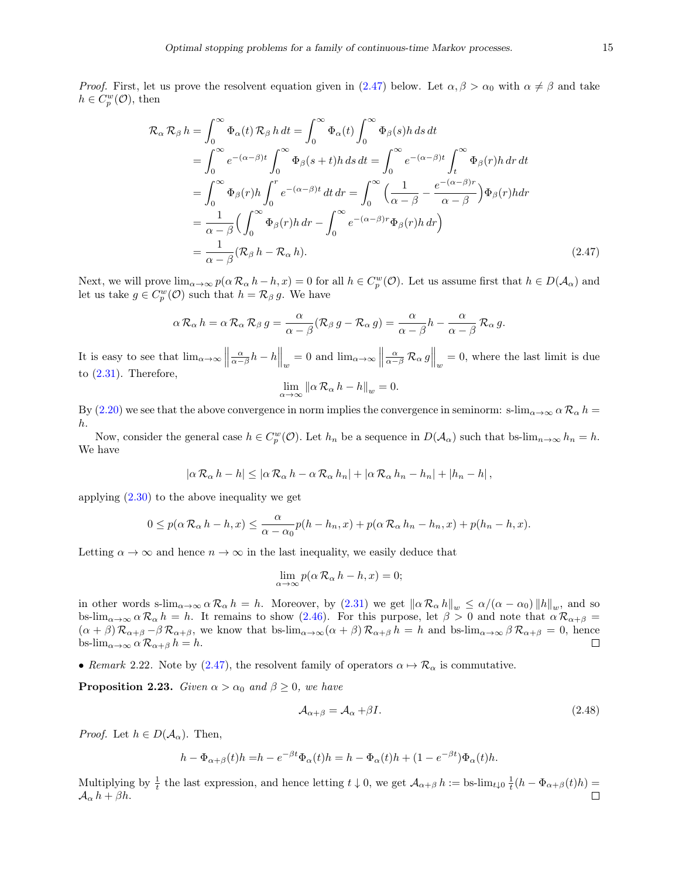*Proof.* First, let us prove the resolvent equation given in (2.47) below. Let $\alpha, \beta > \alpha_0$ with $\alpha \neq \beta$ and take $h \in C_p^w(\mathcal{O})$, then

$$
\begin{aligned}
\mathcal{R}_\alpha \mathcal{R}_\beta h &= \int_0^\infty \Phi_\alpha(t) \mathcal{R}_\beta h \, dt = \int_0^\infty \Phi_\alpha(t) \int_0^\infty \Phi_\beta(s) h \, ds \, dt \\
&= \int_0^\infty e^{-(\alpha-\beta)t} \int_0^\infty \Phi_\beta(s+t) h \, ds \, dt = \int_0^\infty e^{-(\alpha-\beta)t} \int_t^\infty \Phi_\beta(r) h \, dr \, dt \\
&= \int_0^\infty \Phi_\beta(r) h \int_0^r e^{-(\alpha-\beta)t} \, dt \, dr = \int_0^\infty \Big( \frac{1}{\alpha-\beta} - \frac{e^{-(\alpha-\beta)r}}{\alpha-\beta} \Big) \Phi_\beta(r) h dr \\
&= \frac{1}{\alpha-\beta} \Big( \int_0^\infty \Phi_\beta(r) h \, dr - \int_0^\infty e^{-(\alpha-\beta)r} \Phi_\beta(r) h \, dr \Big) \\
&= \frac{1}{\alpha-\beta} (\mathcal{R}_\beta h - \mathcal{R}_\alpha h).
\end{aligned} \tag{2.47}
$$

Next, we will prove $\lim_{\alpha\to\infty} p(\alpha \mathcal{R}_\alpha h - h, x) = 0$ for all $h \in C_p^w(\mathcal{O})$. Let us assume first that $h \in D(\mathcal{A}_\alpha)$ and let us take $g \in C_p^w(\mathcal{O})$ such that $h = \mathcal{R}_\beta g$. We have

$$
\alpha \mathcal{R}_\alpha h = \alpha \mathcal{R}_\alpha \mathcal{R}_\beta g = \frac{\alpha}{\alpha-\beta} (\mathcal{R}_\beta g - \mathcal{R}_\alpha g) = \frac{\alpha}{\alpha-\beta} h - \frac{\alpha}{\alpha-\beta} \mathcal{R}_\alpha g.
$$

It is easy to see that $\lim_{\alpha\to\infty} \left\| \frac{\alpha}{\alpha-\beta} h - h \right\|_w = 0$ and $\lim_{\alpha\to\infty} \left\| \frac{\alpha}{\alpha-\beta} \mathcal{R}_\alpha g \right\|_w = 0$, where the last limit is due to (2.31). Therefore,

$$
\lim_{\alpha\to\infty} \| \alpha \mathcal{R}_\alpha h - h \|_w = 0.
$$

By (2.20) we see that the above convergence in norm implies the convergence in seminorm: $\text{s-lim}_{\alpha\to\infty} \alpha \mathcal{R}_\alpha h = h$.

Now, consider the general case $h \in C_p^w(\mathcal{O})$. Let $h_n$ be a sequence in $D(\mathcal{A}_\alpha)$ such that $\text{bs-lim}_{n\to\infty} h_n = h$. We have

$$
|\alpha \mathcal{R}_\alpha h - h| \leq |\alpha \mathcal{R}_\alpha h - \alpha \mathcal{R}_\alpha h_n| + |\alpha \mathcal{R}_\alpha h_n - h_n| + |h_n - h|,
$$

applying (2.30) to the above inequality we get

$$
0 \leq p(\alpha \mathcal{R}_\alpha h - h, x) \leq \frac{\alpha}{\alpha - \alpha_0} p(h - h_n, x) + p(\alpha \mathcal{R}_\alpha h_n - h_n, x) + p(h_n - h, x).
$$

Letting $\alpha \to \infty$ and hence $n \to \infty$ in the last inequality, we easily deduce that

$$
\lim_{\alpha\to\infty} p(\alpha \mathcal{R}_\alpha h - h, x) = 0;
$$

in other words $\text{s-lim}_{\alpha\to\infty} \alpha \mathcal{R}_\alpha h = h$. Moreover, by (2.31) we get $\|\alpha \mathcal{R}_\alpha h\|_w \leq \alpha/(\alpha - \alpha_0) \|h\|_w$, and so $\text{bs-lim}_{\alpha\to\infty} \alpha \mathcal{R}_\alpha h = h$. It remains to show (2.46). For this purpose, let $\beta > 0$ and note that $\alpha \mathcal{R}_{\alpha+\beta} = (\alpha+\beta) \mathcal{R}_{\alpha+\beta} - \beta \mathcal{R}_{\alpha+\beta}$, we know that $\text{bs-lim}_{\alpha\to\infty} (\alpha+\beta) \mathcal{R}_{\alpha+\beta} h = h$ and $\text{bs-lim}_{\alpha\to\infty} \beta \mathcal{R}_{\alpha+\beta} = 0$, hence $\text{bs-lim}_{\alpha\to\infty} \alpha \mathcal{R}_{\alpha+\beta} h = h$. □

• *Remark* 2.22. Note by (2.47), the resolvent family of operators $\alpha \mapsto \mathcal{R}_\alpha$ is commutative.

**Proposition 2.23.** *Given $\alpha > \alpha_0$ and $\beta \geq 0$, we have*

$$
\mathcal{A}_{\alpha+\beta} = \mathcal{A}_\alpha + \beta I. \tag{2.48}
$$

*Proof.* Let $h \in D(\mathcal{A}_\alpha)$. Then,

$$
h - \Phi_{\alpha+\beta}(t) h = h - e^{-\beta t} \Phi_\alpha(t) h = h - \Phi_\alpha(t) h + (1 - e^{-\beta t}) \Phi_\alpha(t) h.
$$

Multiplying by $\frac{1}{t}$ the last expression, and hence letting $t \downarrow 0$, we get $\mathcal{A}_{\alpha+\beta} h := \text{bs-lim}_{t\downarrow 0} \frac{1}{t}(h - \Phi_{\alpha+\beta}(t) h) = \mathcal{A}_\alpha h + \beta h$. □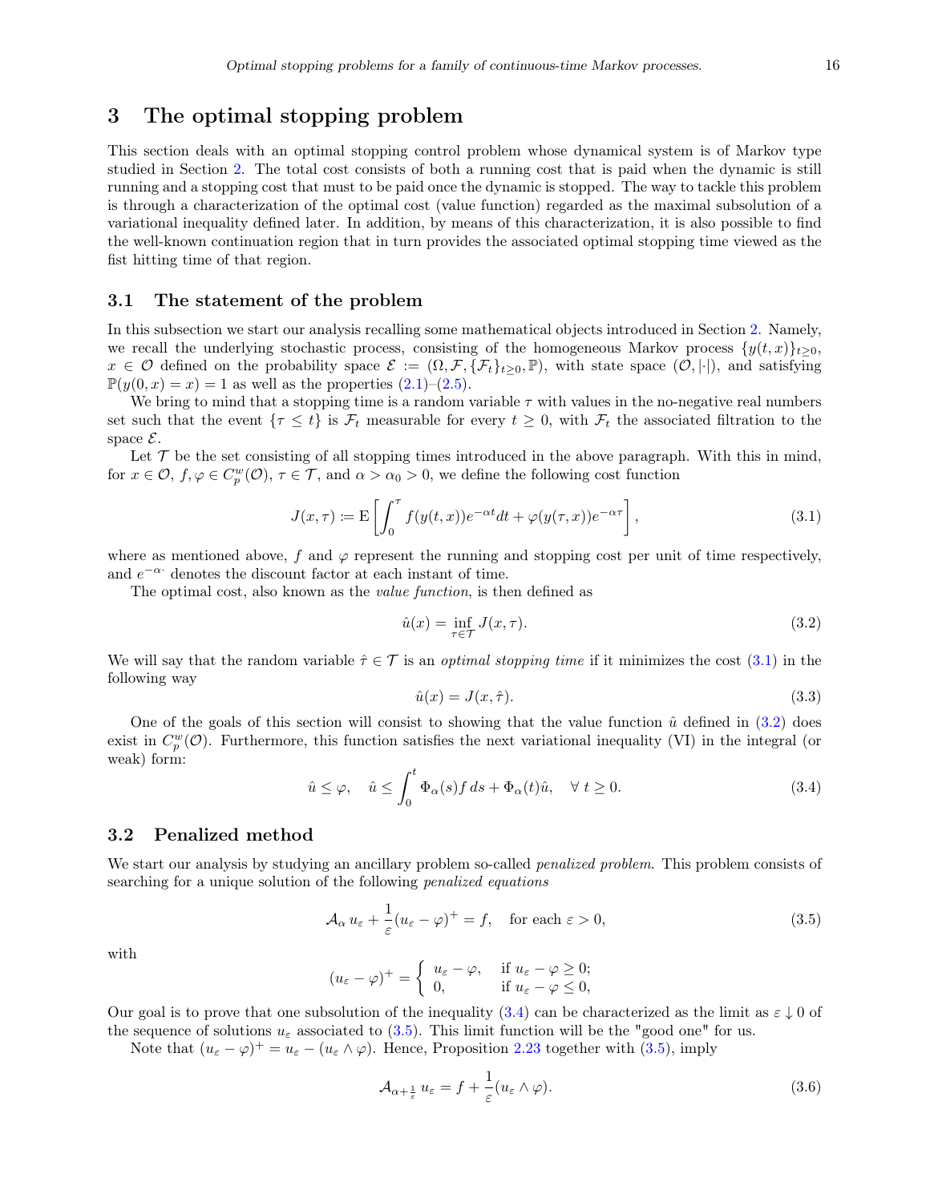# 3 The optimal stopping problem

This section deals with an optimal stopping control problem whose dynamical system is of Markov type studied in Section 2. The total cost consists of both a running cost that is paid when the dynamic is still running and a stopping cost that must to be paid once the dynamic is stopped. The way to tackle this problem is through a characterization of the optimal cost (value function) regarded as the maximal subsolution of a variational inequality defined later. In addition, by means of this characterization, it is also possible to find the well-known continuation region that in turn provides the associated optimal stopping time viewed as the fist hitting time of that region.

## 3.1 The statement of the problem

In this subsection we start our analysis recalling some mathematical objects introduced in Section 2. Namely, we recall the underlying stochastic process, consisting of the homogeneous Markov process $\{y(t,x)\}_{t\geq 0}$, $x \in \mathcal{O}$ defined on the probability space $\mathcal{E} := (\Omega, \mathcal{F}, \{\mathcal{F}_t\}_{t\geq 0}, \mathbb{P})$, with state space $(\mathcal{O}, |\cdot|)$, and satisfying $\mathbb{P}(y(0,x)=x)=1$ as well as the properties (2.1)–(2.5).

We bring to mind that a stopping time is a random variable $\tau$ with values in the no-negative real numbers set such that the event $\{\tau \leq t\}$ is $\mathcal{F}_t$ measurable for every $t \geq 0$, with $\mathcal{F}_t$ the associated filtration to the space $\mathcal{E}$.

Let $\mathcal{T}$ be the set consisting of all stopping times introduced in the above paragraph. With this in mind, for $x \in \mathcal{O}$, $f, \varphi \in C_p^w(\mathcal{O})$, $\tau \in \mathcal{T}$, and $\alpha > \alpha_0 > 0$, we define the following cost function

$$J(x,\tau) \coloneqq \mathrm{E}\left[\int_0^\tau f(y(t,x))e^{-\alpha t}dt + \varphi(y(\tau,x))e^{-\alpha\tau}\right], \tag{3.1}$$

where as mentioned above, $f$ and $\varphi$ represent the running and stopping cost per unit of time respectively, and $e^{-\alpha\cdot}$ denotes the discount factor at each instant of time.

The optimal cost, also known as the *value function*, is then defined as

$$\hat{u}(x) = \inf_{\tau\in\mathcal{T}} J(x,\tau). \tag{3.2}$$

We will say that the random variable $\hat{\tau} \in \mathcal{T}$ is an *optimal stopping time* if it minimizes the cost (3.1) in the following way

$$\hat{u}(x) = J(x,\hat{\tau}). \tag{3.3}$$

One of the goals of this section will consist to showing that the value function $\hat{u}$ defined in (3.2) does exist in $C_p^w(\mathcal{O})$. Furthermore, this function satisfies the next variational inequality (VI) in the integral (or weak) form:

$$\hat{u} \leq \varphi, \quad \hat{u} \leq \int_0^t \Phi_\alpha(s) f\, ds + \Phi_\alpha(t)\hat{u}, \quad \forall\ t \geq 0. \tag{3.4}$$

## 3.2 Penalized method

We start our analysis by studying an ancillary problem so-called *penalized problem*. This problem consists of searching for a unique solution of the following *penalized equations*

$$\mathcal{A}_\alpha\, u_\varepsilon + \frac{1}{\varepsilon}(u_\varepsilon - \varphi)^+ = f, \quad \text{for each } \varepsilon > 0, \tag{3.5}$$

with

$$(u_\varepsilon - \varphi)^+ = \begin{cases} u_\varepsilon - \varphi, & \text{if } u_\varepsilon - \varphi \geq 0; \\ 0, & \text{if } u_\varepsilon - \varphi \leq 0, \end{cases}$$

Our goal is to prove that one subsolution of the inequality (3.4) can be characterized as the limit as $\varepsilon \downarrow 0$ of the sequence of solutions $u_\varepsilon$ associated to (3.5). This limit function will be the "good one" for us.

Note that $(u_\varepsilon - \varphi)^+ = u_\varepsilon - (u_\varepsilon \wedge \varphi)$. Hence, Proposition 2.23 together with (3.5), imply

$$\mathcal{A}_{\alpha+\frac{1}{\varepsilon}}\, u_\varepsilon = f + \frac{1}{\varepsilon}(u_\varepsilon \wedge \varphi). \tag{3.6}$$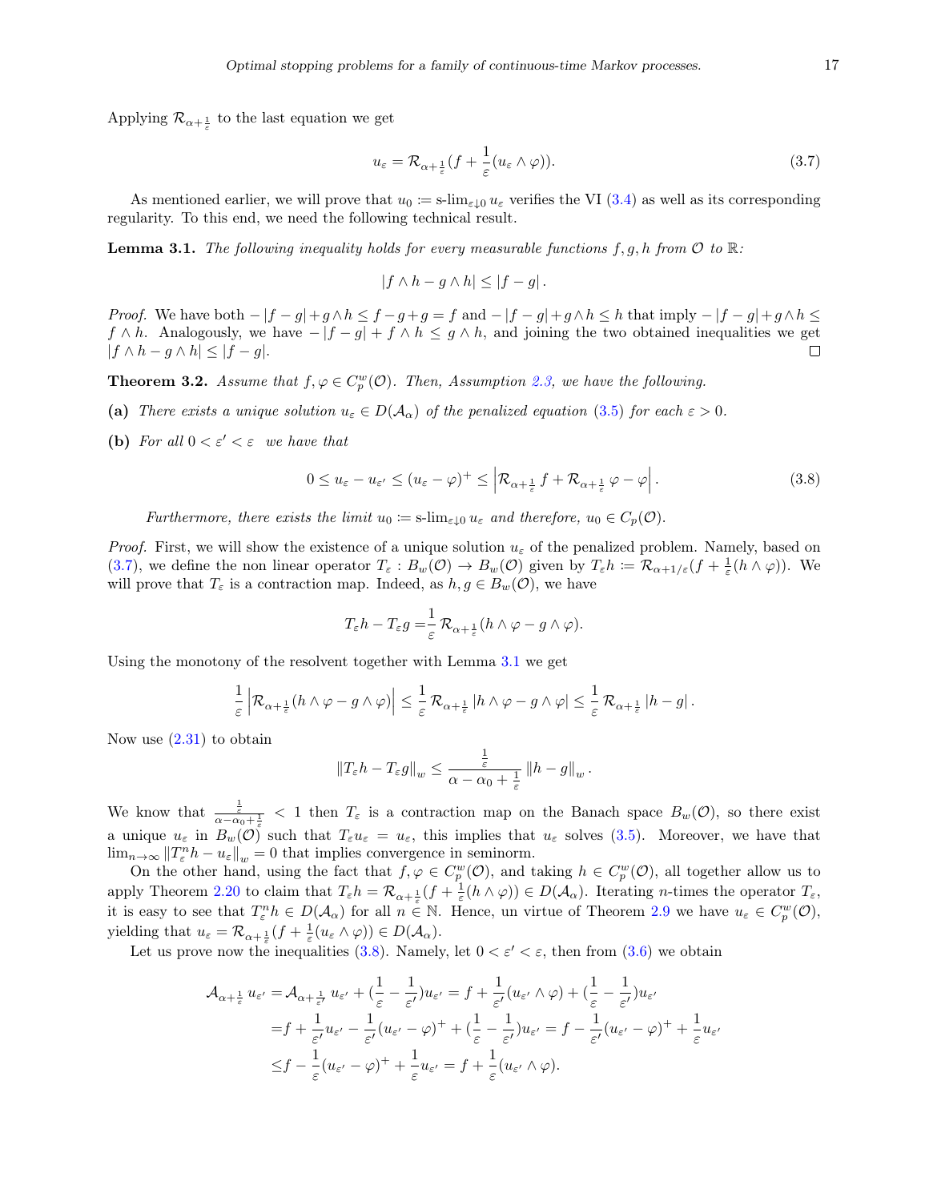Applying $\mathcal{R}_{\alpha+\frac{1}{\varepsilon}}$ to the last equation we get

$$u_\varepsilon = \mathcal{R}_{\alpha+\frac{1}{\varepsilon}}(f + \frac{1}{\varepsilon}(u_\varepsilon \wedge \varphi)). \tag{3.7}$$

As mentioned earlier, we will prove that $u_0 := \text{s-lim}_{\varepsilon\downarrow 0} u_\varepsilon$ verifies the VI (3.4) as well as its corresponding regularity. To this end, we need the following technical result.

**Lemma 3.1.** *The following inequality holds for every measurable functions $f, g, h$ from $\mathcal{O}$ to $\mathbb{R}$:*

$$|f \wedge h - g \wedge h| \leq |f - g|.$$

*Proof.* We have both $-|f-g| + g\wedge h \leq f - g + g = f$ and $-|f-g| + g \wedge h \leq h$ that imply $-|f-g| + g\wedge h \leq f \wedge h$. Analogously, we have $-|f-g| + f\wedge h \leq g \wedge h$, and joining the two obtained inequalities we get $|f \wedge h - g\wedge h| \leq |f - g|$. ◻

**Theorem 3.2.** *Assume that $f, \varphi \in C^w_p(\mathcal{O})$. Then, Assumption 2.3, we have the following.*

**(a)** *There exists a unique solution $u_\varepsilon \in D(\mathcal{A}_\alpha)$ of the penalized equation (3.5) for each $\varepsilon > 0$.*

**(b)** *For all $0 < \varepsilon' < \varepsilon$ we have that*

$$0 \leq u_\varepsilon - u_{\varepsilon'} \leq (u_\varepsilon - \varphi)^+ \leq \left| \mathcal{R}_{\alpha+\frac{1}{\varepsilon}} f + \mathcal{R}_{\alpha+\frac{1}{\varepsilon}} \varphi - \varphi \right|. \tag{3.8}$$

*Furthermore, there exists the limit $u_0 := \text{s-lim}_{\varepsilon\downarrow 0} u_\varepsilon$ and therefore, $u_0 \in C_p(\mathcal{O})$.*

*Proof.* First, we will show the existence of a unique solution $u_\varepsilon$ of the penalized problem. Namely, based on (3.7), we define the non linear operator $T_\varepsilon : B_w(\mathcal{O}) \to B_w(\mathcal{O})$ given by $T_\varepsilon h := \mathcal{R}_{\alpha+1/\varepsilon}(f + \frac{1}{\varepsilon}(h \wedge \varphi))$. We will prove that $T_\varepsilon$ is a contraction map. Indeed, as $h, g \in B_w(\mathcal{O})$, we have

$$T_\varepsilon h - T_\varepsilon g = \frac{1}{\varepsilon} \mathcal{R}_{\alpha+\frac{1}{\varepsilon}}(h \wedge \varphi - g \wedge \varphi).$$

Using the monotony of the resolvent together with Lemma 3.1 we get

$$\frac{1}{\varepsilon}\left| \mathcal{R}_{\alpha+\frac{1}{\varepsilon}}(h\wedge\varphi - g\wedge\varphi)\right| \leq \frac{1}{\varepsilon}\mathcal{R}_{\alpha+\frac{1}{\varepsilon}} |h\wedge\varphi - g\wedge\varphi| \leq \frac{1}{\varepsilon}\mathcal{R}_{\alpha+\frac{1}{\varepsilon}}|h-g|.$$

Now use (2.31) to obtain

$$\|T_\varepsilon h - T_\varepsilon g\|_w \leq \frac{\frac{1}{\varepsilon}}{\alpha - \alpha_0 + \frac{1}{\varepsilon}} \|h - g\|_w.$$

We know that $\frac{\frac{1}{\varepsilon}}{\alpha-\alpha_0+\frac{1}{\varepsilon}} < 1$ then $T_\varepsilon$ is a contraction map on the Banach space $B_w(\mathcal{O})$, so there exist a unique $u_\varepsilon$ in $B_w(\mathcal{O})$ such that $T_\varepsilon u_\varepsilon = u_\varepsilon$, this implies that $u_\varepsilon$ solves (3.5). Moreover, we have that $\lim_{n\to\infty} \|T^n_\varepsilon h - u_\varepsilon\|_w = 0$ that implies convergence in seminorm.

On the other hand, using the fact that $f, \varphi \in C^w_p(\mathcal{O})$, and taking $h \in C^w_p(\mathcal{O})$, all together allow us to apply Theorem 2.20 to claim that $T_\varepsilon h = \mathcal{R}_{\alpha+\frac{1}{\varepsilon}}(f + \frac{1}{\varepsilon}(h\wedge\varphi)) \in D(\mathcal{A}_\alpha)$. Iterating $n$-times the operator $T_\varepsilon$, it is easy to see that $T^n_\varepsilon h \in D(\mathcal{A}_\alpha)$ for all $n \in \mathbb{N}$. Hence, un virtue of Theorem 2.9 we have $u_\varepsilon \in C^w_p(\mathcal{O})$, yielding that $u_\varepsilon = \mathcal{R}_{\alpha+\frac{1}{\varepsilon}}(f + \frac{1}{\varepsilon}(u_\varepsilon \wedge \varphi)) \in D(\mathcal{A}_\alpha)$.

Let us prove now the inequalities (3.8). Namely, let $0 < \varepsilon' < \varepsilon$, then from (3.6) we obtain

$$\begin{aligned}
\mathcal{A}_{\alpha+\frac{1}{\varepsilon}} u_{\varepsilon'} =& \mathcal{A}_{\alpha+\frac{1}{\varepsilon'}} u_{\varepsilon'} + (\frac{1}{\varepsilon} - \frac{1}{\varepsilon'})u_{\varepsilon'} = f + \frac{1}{\varepsilon'}(u_{\varepsilon'} \wedge \varphi) + (\frac{1}{\varepsilon} - \frac{1}{\varepsilon'})u_{\varepsilon'} \\
=& f + \frac{1}{\varepsilon'}u_{\varepsilon'} - \frac{1}{\varepsilon'}(u_{\varepsilon'} - \varphi)^+ + (\frac{1}{\varepsilon} - \frac{1}{\varepsilon'})u_{\varepsilon'} = f - \frac{1}{\varepsilon'}(u_{\varepsilon'} - \varphi)^+ + \frac{1}{\varepsilon}u_{\varepsilon'} \\
\leq& f - \frac{1}{\varepsilon}(u_{\varepsilon'} - \varphi)^+ + \frac{1}{\varepsilon}u_{\varepsilon'} = f + \frac{1}{\varepsilon}(u_{\varepsilon'} \wedge \varphi).
\end{aligned}$$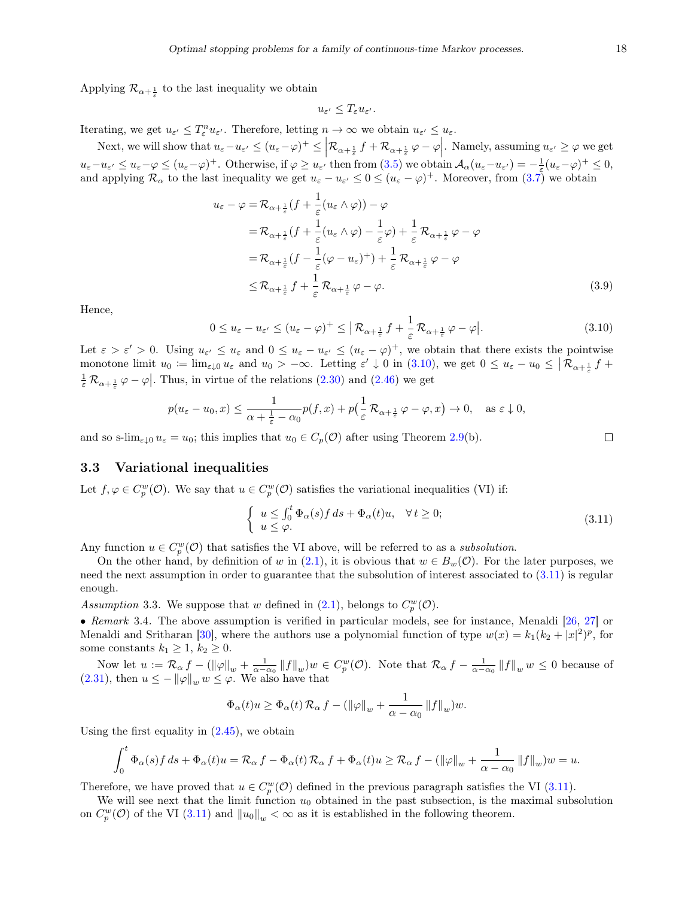Applying $\mathcal{R}_{\alpha+\frac{1}{\varepsilon}}$ to the last inequality we obtain

$$u_{\varepsilon'} \le T_\varepsilon u_{\varepsilon'}.$$

Iterating, we get $u_{\varepsilon'} \le T_\varepsilon^n u_{\varepsilon'}$. Therefore, letting $n \to \infty$ we obtain $u_{\varepsilon'} \le u_\varepsilon$.

Next, we will show that $u_\varepsilon - u_{\varepsilon'} \le (u_\varepsilon - \varphi)^+ \le \left|\mathcal{R}_{\alpha+\frac{1}{\varepsilon}} f + \mathcal{R}_{\alpha+\frac{1}{\varepsilon}} \varphi - \varphi\right|$. Namely, assuming $u_{\varepsilon'} \ge \varphi$ we get $u_\varepsilon - u_{\varepsilon'} \le u_\varepsilon - \varphi \le (u_\varepsilon - \varphi)^+$. Otherwise, if $\varphi \ge u_{\varepsilon'}$ then from (3.5) we obtain $\mathcal{A}_\alpha(u_\varepsilon - u_{\varepsilon'}) = -\frac{1}{\varepsilon}(u_\varepsilon - \varphi)^+ \le 0$, and applying $\mathcal{R}_\alpha$ to the last inequality we get $u_\varepsilon - u_{\varepsilon'} \le 0 \le (u_\varepsilon - \varphi)^+$. Moreover, from (3.7) we obtain

$$\begin{aligned}
u_\varepsilon - \varphi &= \mathcal{R}_{\alpha+\frac{1}{\varepsilon}}(f + \frac{1}{\varepsilon}(u_\varepsilon \wedge \varphi)) - \varphi \\
&= \mathcal{R}_{\alpha+\frac{1}{\varepsilon}}(f + \frac{1}{\varepsilon}(u_\varepsilon \wedge \varphi) - \frac{1}{\varepsilon}\varphi) + \frac{1}{\varepsilon}\mathcal{R}_{\alpha+\frac{1}{\varepsilon}} \varphi - \varphi \\
&= \mathcal{R}_{\alpha+\frac{1}{\varepsilon}}(f - \frac{1}{\varepsilon}(\varphi - u_\varepsilon)^+) + \frac{1}{\varepsilon}\mathcal{R}_{\alpha+\frac{1}{\varepsilon}} \varphi - \varphi \\
&\le \mathcal{R}_{\alpha+\frac{1}{\varepsilon}} f + \frac{1}{\varepsilon}\mathcal{R}_{\alpha+\frac{1}{\varepsilon}} \varphi - \varphi.
\end{aligned} \tag{3.9}$$

Hence,

$$0 \le u_\varepsilon - u_{\varepsilon'} \le (u_\varepsilon - \varphi)^+ \le \left|\mathcal{R}_{\alpha+\frac{1}{\varepsilon}} f + \frac{1}{\varepsilon}\mathcal{R}_{\alpha+\frac{1}{\varepsilon}} \varphi - \varphi\right|. \tag{3.10}$$

Let $\varepsilon > \varepsilon' > 0$. Using $u_{\varepsilon'} \le u_\varepsilon$ and $0 \le u_\varepsilon - u_{\varepsilon'} \le (u_\varepsilon - \varphi)^+$, we obtain that there exists the pointwise monotone limit $u_0 := \lim_{\varepsilon \downarrow 0} u_\varepsilon$ and $u_0 > -\infty$. Letting $\varepsilon' \downarrow 0$ in (3.10), we get $0 \le u_\varepsilon - u_0 \le \left|\mathcal{R}_{\alpha+\frac{1}{\varepsilon}} f + \frac{1}{\varepsilon}\mathcal{R}_{\alpha+\frac{1}{\varepsilon}} \varphi - \varphi\right|$. Thus, in virtue of the relations (2.30) and (2.46) we get

$$p(u_\varepsilon - u_0, x) \le \frac{1}{\alpha + \frac{1}{\varepsilon} - \alpha_0} p(f, x) + p\big(\frac{1}{\varepsilon}\mathcal{R}_{\alpha+\frac{1}{\varepsilon}} \varphi - \varphi, x\big) \to 0, \quad \text{as } \varepsilon \downarrow 0,$$

and so $\text{s-}\lim_{\varepsilon \downarrow 0} u_\varepsilon = u_0$; this implies that $u_0 \in C_p(\mathcal{O})$ after using Theorem 2.9(b). □

### 3.3 Variational inequalities

Let $f, \varphi \in C_p^w(\mathcal{O})$. We say that $u \in C_p^w(\mathcal{O})$ satisfies the variational inequalities (VI) if:

$$\begin{cases} u \le \int_0^t \Phi_\alpha(s) f\, ds + \Phi_\alpha(t) u, & \forall\, t \ge 0; \\ u \le \varphi. \end{cases} \tag{3.11}$$

Any function $u \in C_p^w(\mathcal{O})$ that satisfies the VI above, will be referred to as a *subsolution*.

On the other hand, by definition of $w$ in (2.1), it is obvious that $w \in B_w(\mathcal{O})$. For the later purposes, we need the next assumption in order to guarantee that the subsolution of interest associated to (3.11) is regular enough.

*Assumption* 3.3. We suppose that $w$ defined in (2.1), belongs to $C_p^w(\mathcal{O})$.

• *Remark* 3.4. The above assumption is verified in particular models, see for instance, Menaldi [26, 27] or Menaldi and Sritharan [30], where the authors use a polynomial function of type $w(x) = k_1(k_2 + |x|^2)^p$, for some constants $k_1 \ge 1$, $k_2 \ge 0$.

Now let $u := \mathcal{R}_\alpha f - (\|\varphi\|_w + \frac{1}{\alpha - \alpha_0}\|f\|_w) w \in C_p^w(\mathcal{O})$. Note that $\mathcal{R}_\alpha f - \frac{1}{\alpha - \alpha_0}\|f\|_w w \le 0$ because of (2.31), then $u \le -\|\varphi\|_w w \le \varphi$. We also have that

$$\Phi_\alpha(t) u \ge \Phi_\alpha(t)\mathcal{R}_\alpha f - (\|\varphi\|_w + \frac{1}{\alpha - \alpha_0}\|f\|_w) w.$$

Using the first equality in (2.45), we obtain

$$\int_0^t \Phi_\alpha(s) f\, ds + \Phi_\alpha(t) u = \mathcal{R}_\alpha f - \Phi_\alpha(t)\mathcal{R}_\alpha f + \Phi_\alpha(t) u \ge \mathcal{R}_\alpha f - (\|\varphi\|_w + \frac{1}{\alpha - \alpha_0}\|f\|_w) w = u.$$

Therefore, we have proved that $u \in C_p^w(\mathcal{O})$ defined in the previous paragraph satisfies the VI (3.11).

We will see next that the limit function $u_0$ obtained in the past subsection, is the maximal subsolution on $C_p^w(\mathcal{O})$ of the VI (3.11) and $\|u_0\|_w < \infty$ as it is established in the following theorem.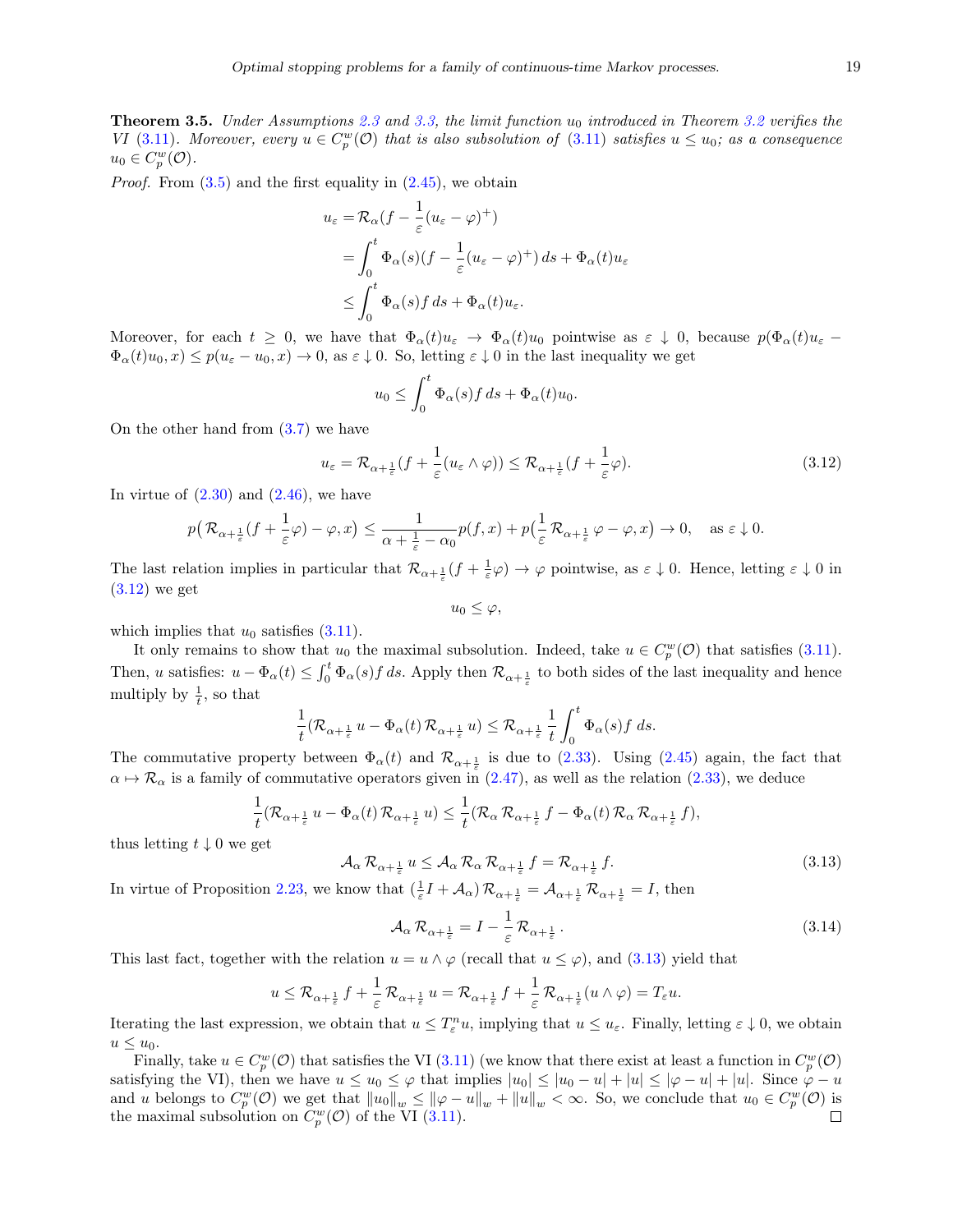**Theorem 3.5.** *Under Assumptions 2.3 and 3.3, the limit function $u_0$ introduced in Theorem 3.2 verifies the VI (3.11). Moreover, every $u \in C^w_p(\mathcal{O})$ that is also subsolution of (3.11) satisfies $u \le u_0$; as a consequence $u_0 \in C^w_p(\mathcal{O})$.*

*Proof.* From (3.5) and the first equality in (2.45), we obtain

$$
\begin{aligned}
u_\varepsilon &= \mathcal{R}_\alpha\big(f - \frac{1}{\varepsilon}(u_\varepsilon - \varphi)^+\big) \\
&= \int_0^t \Phi_\alpha(s)\big(f - \frac{1}{\varepsilon}(u_\varepsilon - \varphi)^+\big)\, ds + \Phi_\alpha(t) u_\varepsilon \\
&\le \int_0^t \Phi_\alpha(s) f\, ds + \Phi_\alpha(t) u_\varepsilon.
\end{aligned}
$$

Moreover, for each $t \ge 0$, we have that $\Phi_\alpha(t) u_\varepsilon \to \Phi_\alpha(t) u_0$ pointwise as $\varepsilon \downarrow 0$, because $p(\Phi_\alpha(t) u_\varepsilon - \Phi_\alpha(t) u_0, x) \le p(u_\varepsilon - u_0, x) \to 0$, as $\varepsilon \downarrow 0$. So, letting $\varepsilon \downarrow 0$ in the last inequality we get

$$
u_0 \le \int_0^t \Phi_\alpha(s) f\, ds + \Phi_\alpha(t) u_0.
$$

On the other hand from (3.7) we have

$$
u_\varepsilon = \mathcal{R}_{\alpha + \frac{1}{\varepsilon}}\big(f + \frac{1}{\varepsilon}(u_\varepsilon \wedge \varphi)\big) \le \mathcal{R}_{\alpha + \frac{1}{\varepsilon}}\big(f + \frac{1}{\varepsilon}\varphi\big). \tag{3.12}
$$

In virtue of (2.30) and (2.46), we have

$$
p\big(\mathcal{R}_{\alpha + \frac{1}{\varepsilon}}(f + \frac{1}{\varepsilon}\varphi) - \varphi, x\big) \le \frac{1}{\alpha + \frac{1}{\varepsilon} - \alpha_0} p(f, x) + p\big(\frac{1}{\varepsilon}\mathcal{R}_{\alpha + \frac{1}{\varepsilon}}\varphi - \varphi, x\big) \to 0, \quad \text{as } \varepsilon \downarrow 0.
$$

The last relation implies in particular that $\mathcal{R}_{\alpha + \frac{1}{\varepsilon}}(f + \frac{1}{\varepsilon}\varphi) \to \varphi$ pointwise, as $\varepsilon \downarrow 0$. Hence, letting $\varepsilon \downarrow 0$ in (3.12) we get

$$
u_0 \le \varphi,
$$

which implies that $u_0$ satisfies (3.11).

It only remains to show that $u_0$ the maximal subsolution. Indeed, take $u \in C^w_p(\mathcal{O})$ that satisfies (3.11). Then, $u$ satisfies: $u - \Phi_\alpha(t) \le \int_0^t \Phi_\alpha(s) f\, ds$. Apply then $\mathcal{R}_{\alpha + \frac{1}{\varepsilon}}$ to both sides of the last inequality and hence multiply by $\frac{1}{t}$, so that

$$
\frac{1}{t}\big(\mathcal{R}_{\alpha + \frac{1}{\varepsilon}} u - \Phi_\alpha(t)\, \mathcal{R}_{\alpha + \frac{1}{\varepsilon}} u\big) \le \mathcal{R}_{\alpha + \frac{1}{\varepsilon}} \frac{1}{t}\int_0^t \Phi_\alpha(s) f\, ds.
$$

The commutative property between $\Phi_\alpha(t)$ and $\mathcal{R}_{\alpha + \frac{1}{\varepsilon}}$ is due to (2.33). Using (2.45) again, the fact that $\alpha \mapsto \mathcal{R}_\alpha$ is a family of commutative operators given in (2.47), as well as the relation (2.33), we deduce

$$
\frac{1}{t}\big(\mathcal{R}_{\alpha + \frac{1}{\varepsilon}} u - \Phi_\alpha(t)\, \mathcal{R}_{\alpha + \frac{1}{\varepsilon}} u\big) \le \frac{1}{t}\big(\mathcal{R}_\alpha\, \mathcal{R}_{\alpha + \frac{1}{\varepsilon}} f - \Phi_\alpha(t)\, \mathcal{R}_\alpha\, \mathcal{R}_{\alpha + \frac{1}{\varepsilon}} f\big),
$$

thus letting $t \downarrow 0$ we get

$$
\mathcal{A}_\alpha\, \mathcal{R}_{\alpha + \frac{1}{\varepsilon}} u \le \mathcal{A}_\alpha\, \mathcal{R}_\alpha\, \mathcal{R}_{\alpha + \frac{1}{\varepsilon}} f = \mathcal{R}_{\alpha + \frac{1}{\varepsilon}} f. \tag{3.13}
$$

In virtue of Proposition 2.23, we know that $(\frac{1}{\varepsilon} I + \mathcal{A}_\alpha)\, \mathcal{R}_{\alpha + \frac{1}{\varepsilon}} = \mathcal{A}_{\alpha + \frac{1}{\varepsilon}}\, \mathcal{R}_{\alpha + \frac{1}{\varepsilon}} = I$, then

$$
\mathcal{A}_\alpha\, \mathcal{R}_{\alpha + \frac{1}{\varepsilon}} = I - \frac{1}{\varepsilon}\mathcal{R}_{\alpha + \frac{1}{\varepsilon}}. \tag{3.14}
$$

This last fact, together with the relation $u = u \wedge \varphi$ (recall that $u \le \varphi$), and (3.13) yield that

$$
u \le \mathcal{R}_{\alpha + \frac{1}{\varepsilon}} f + \frac{1}{\varepsilon}\mathcal{R}_{\alpha + \frac{1}{\varepsilon}} u = \mathcal{R}_{\alpha + \frac{1}{\varepsilon}} f + \frac{1}{\varepsilon}\mathcal{R}_{\alpha + \frac{1}{\varepsilon}}(u \wedge \varphi) = T_\varepsilon u.
$$

Iterating the last expression, we obtain that $u \le T^n_\varepsilon u$, implying that $u \le u_\varepsilon$. Finally, letting $\varepsilon \downarrow 0$, we obtain $u \le u_0$.

Finally, take $u \in C^w_p(\mathcal{O})$ that satisfies the VI (3.11) (we know that there exist at least a function in $C^w_p(\mathcal{O})$ satisfying the VI), then we have $u \le u_0 \le \varphi$ that implies $|u_0| \le |u_0 - u| + |u| \le |\varphi - u| + |u|$. Since $\varphi - u$ and $u$ belongs to $C^w_p(\mathcal{O})$ we get that $\|u_0\|_w \le \|\varphi - u\|_w + \|u\|_w < \infty$. So, we conclude that $u_0 \in C^w_p(\mathcal{O})$ is the maximal subsolution on $C^w_p(\mathcal{O})$ of the VI (3.11). □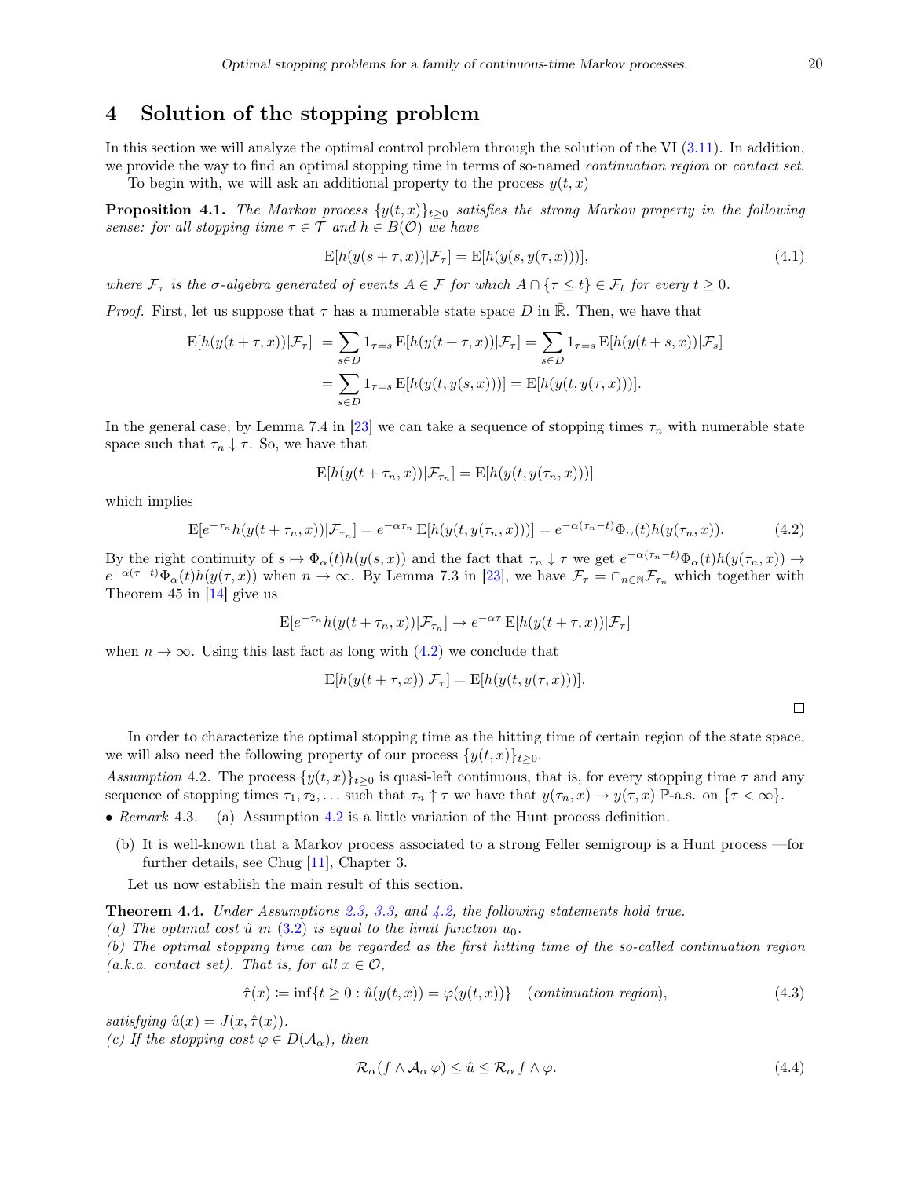# 4 Solution of the stopping problem

In this section we will analyze the optimal control problem through the solution of the VI (3.11). In addition, we provide the way to find an optimal stopping time in terms of so-named *continuation region* or *contact set*.

To begin with, we will ask an additional property to the process $y(t,x)$

**Proposition 4.1.** *The Markov process $\{y(t,x)\}_{t\geq 0}$ satisfies the strong Markov property in the following sense: for all stopping time $\tau \in \mathcal{T}$ and $h \in B(\mathcal{O})$ we have*

$$\mathrm{E}[h(y(s+\tau,x))|\mathcal{F}_\tau] = \mathrm{E}[h(y(s,y(\tau,x)))], \tag{4.1}$$

*where $\mathcal{F}_\tau$ is the σ-algebra generated of events $A \in \mathcal{F}$ for which $A \cap \{\tau \leq t\} \in \mathcal{F}_t$ for every $t \geq 0$.*

*Proof.* First, let us suppose that $\tau$ has a numerable state space $D$ in $\bar{\mathbb{R}}$. Then, we have that

$$\begin{aligned}
\mathrm{E}[h(y(t+\tau,x))|\mathcal{F}_\tau] &= \sum_{s\in D} 1_{\tau=s}\, \mathrm{E}[h(y(t+\tau,x))|\mathcal{F}_\tau] = \sum_{s\in D} 1_{\tau=s}\, \mathrm{E}[h(y(t+s,x))|\mathcal{F}_s] \\
&= \sum_{s\in D} 1_{\tau=s}\, \mathrm{E}[h(y(t,y(s,x)))] = \mathrm{E}[h(y(t,y(\tau,x)))].
\end{aligned}$$

In the general case, by Lemma 7.4 in [23] we can take a sequence of stopping times $\tau_n$ with numerable state space such that $\tau_n \downarrow \tau$. So, we have that

$$\mathrm{E}[h(y(t+\tau_n,x))|\mathcal{F}_{\tau_n}] = \mathrm{E}[h(y(t,y(\tau_n,x)))]$$

which implies

$$\mathrm{E}[e^{-\tau_n} h(y(t+\tau_n,x))|\mathcal{F}_{\tau_n}] = e^{-\alpha\tau_n}\, \mathrm{E}[h(y(t,y(\tau_n,x)))] = e^{-\alpha(\tau_n-t)}\Phi_\alpha(t)h(y(\tau_n,x)). \tag{4.2}$$

By the right continuity of $s \mapsto \Phi_\alpha(t)h(y(s,x))$ and the fact that $\tau_n \downarrow \tau$ we get $e^{-\alpha(\tau_n-t)}\Phi_\alpha(t)h(y(\tau_n,x)) \to e^{-\alpha(\tau-t)}\Phi_\alpha(t)h(y(\tau,x))$ when $n \to \infty$. By Lemma 7.3 in [23], we have $\mathcal{F}_\tau = \cap_{n\in\mathbb{N}}\mathcal{F}_{\tau_n}$ which together with Theorem 45 in [14] give us

$$\mathrm{E}[e^{-\tau_n} h(y(t+\tau_n,x))|\mathcal{F}_{\tau_n}] \to e^{-\alpha\tau}\, \mathrm{E}[h(y(t+\tau,x))|\mathcal{F}_\tau]$$

when $n \to \infty$. Using this last fact as long with (4.2) we conclude that

$$\mathrm{E}[h(y(t+\tau,x))|\mathcal{F}_\tau] = \mathrm{E}[h(y(t,y(\tau,x)))].$$

□

In order to characterize the optimal stopping time as the hitting time of certain region of the state space, we will also need the following property of our process $\{y(t,x)\}_{t\geq 0}$.

*Assumption* 4.2. The process $\{y(t,x)\}_{t\geq 0}$ is quasi-left continuous, that is, for every stopping time $\tau$ and any sequence of stopping times $\tau_1, \tau_2, \ldots$ such that $\tau_n \uparrow \tau$ we have that $y(\tau_n,x) \to y(\tau,x)$ $\mathbb{P}$-a.s. on $\{\tau < \infty\}$.

• *Remark* 4.3. (a) Assumption 4.2 is a little variation of the Hunt process definition.

(b) It is well-known that a Markov process associated to a strong Feller semigroup is a Hunt process —for further details, see Chug [11], Chapter 3.

Let us now establish the main result of this section.

**Theorem 4.4.** *Under Assumptions 2.3, 3.3, and 4.2, the following statements hold true.*
*(a) The optimal cost $\hat{u}$ in (3.2) is equal to the limit function $u_0$.*
*(b) The optimal stopping time can be regarded as the first hitting time of the so-called continuation region (a.k.a. contact set). That is, for all $x \in \mathcal{O}$,*

$$\hat{\tau}(x) \coloneqq \inf\{t \geq 0 : \hat{u}(y(t,x)) = \varphi(y(t,x))\} \quad (\textit{continuation region}), \tag{4.3}$$

*satisfying $\hat{u}(x) = J(x,\hat{\tau}(x))$.*
*(c) If the stopping cost $\varphi \in D(\mathcal{A}_\alpha)$, then*

$$\mathcal{R}_\alpha(f \wedge \mathcal{A}_\alpha\,\varphi) \leq \hat{u} \leq \mathcal{R}_\alpha\, f \wedge \varphi. \tag{4.4}$$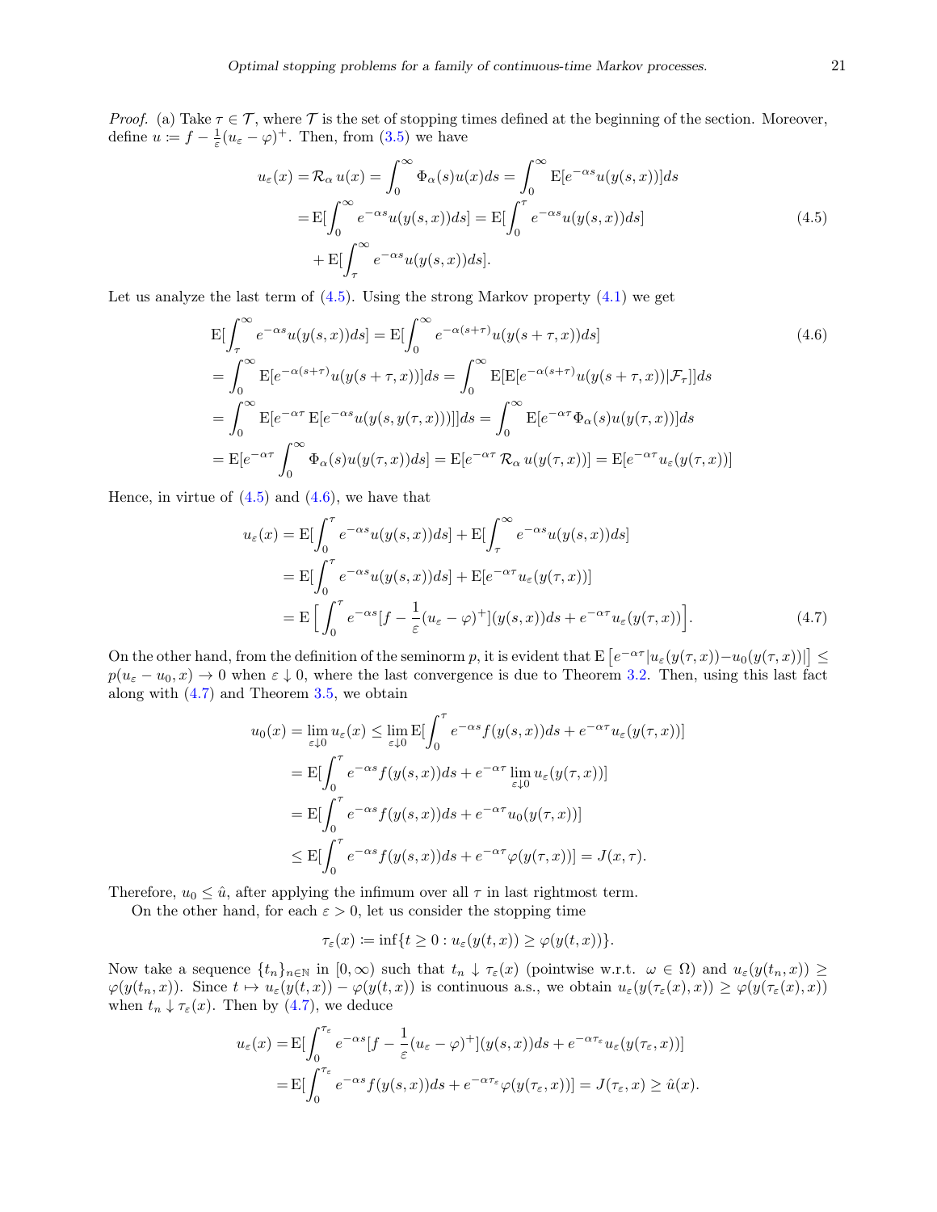*Proof.* (a) Take $\tau \in \mathcal{T}$, where $\mathcal{T}$ is the set of stopping times defined at the beginning of the section. Moreover, define $u := f - \frac{1}{\varepsilon}(u_\varepsilon - \varphi)^+$. Then, from (3.5) we have

$$
\begin{aligned}
u_\varepsilon(x) &= \mathcal{R}_\alpha\, u(x) = \int_0^\infty \Phi_\alpha(s)u(x)ds = \int_0^\infty \mathrm{E}[e^{-\alpha s}u(y(s,x))]ds \\
&= \mathrm{E}[\int_0^\infty e^{-\alpha s}u(y(s,x))ds] = \mathrm{E}[\int_0^\tau e^{-\alpha s}u(y(s,x))ds] \\
&\quad + \mathrm{E}[\int_\tau^\infty e^{-\alpha s}u(y(s,x))ds].
\end{aligned}
\tag{4.5}
$$

Let us analyze the last term of (4.5). Using the strong Markov property (4.1) we get

$$
\begin{aligned}
&\mathrm{E}[\int_\tau^\infty e^{-\alpha s}u(y(s,x))ds] = \mathrm{E}[\int_0^\infty e^{-\alpha(s+\tau)}u(y(s+\tau,x))ds] \\
&= \int_0^\infty \mathrm{E}[e^{-\alpha(s+\tau)}u(y(s+\tau,x))]ds = \int_0^\infty \mathrm{E}[\mathrm{E}[e^{-\alpha(s+\tau)}u(y(s+\tau,x))|\mathcal{F}_\tau]]ds \\
&= \int_0^\infty \mathrm{E}[e^{-\alpha\tau}\,\mathrm{E}[e^{-\alpha s}u(y(s,y(\tau,x)))]]ds = \int_0^\infty \mathrm{E}[e^{-\alpha\tau}\Phi_\alpha(s)u(y(\tau,x))]ds \\
&= \mathrm{E}[e^{-\alpha\tau}\int_0^\infty \Phi_\alpha(s)u(y(\tau,x))ds] = \mathrm{E}[e^{-\alpha\tau}\,\mathcal{R}_\alpha\, u(y(\tau,x))] = \mathrm{E}[e^{-\alpha\tau}u_\varepsilon(y(\tau,x))]
\end{aligned}
\tag{4.6}
$$

Hence, in virtue of (4.5) and (4.6), we have that

$$
\begin{aligned}
u_\varepsilon(x) &= \mathrm{E}[\int_0^\tau e^{-\alpha s}u(y(s,x))ds] + \mathrm{E}[\int_\tau^\infty e^{-\alpha s}u(y(s,x))ds] \\
&= \mathrm{E}[\int_0^\tau e^{-\alpha s}u(y(s,x))ds] + \mathrm{E}[e^{-\alpha\tau}u_\varepsilon(y(\tau,x))] \\
&= \mathrm{E}\Big[\int_0^\tau e^{-\alpha s}[f - \frac{1}{\varepsilon}(u_\varepsilon - \varphi)^+](y(s,x))ds + e^{-\alpha\tau}u_\varepsilon(y(\tau,x))\Big].
\end{aligned}
\tag{4.7}
$$

On the other hand, from the definition of the seminorm $p$, it is evident that $\mathrm{E}\left[e^{-\alpha\tau}|u_\varepsilon(y(\tau,x)) - u_0(y(\tau,x))|\right] \le p(u_\varepsilon - u_0, x) \to 0$ when $\varepsilon \downarrow 0$, where the last convergence is due to Theorem 3.2. Then, using this last fact along with (4.7) and Theorem 3.5, we obtain

$$
\begin{aligned}
u_0(x) = \lim_{\varepsilon\downarrow 0} u_\varepsilon(x) &\le \lim_{\varepsilon\downarrow 0}\mathrm{E}[\int_0^\tau e^{-\alpha s}f(y(s,x))ds + e^{-\alpha\tau}u_\varepsilon(y(\tau,x))] \\
&= \mathrm{E}[\int_0^\tau e^{-\alpha s}f(y(s,x))ds + e^{-\alpha\tau}\lim_{\varepsilon\downarrow 0}u_\varepsilon(y(\tau,x))] \\
&= \mathrm{E}[\int_0^\tau e^{-\alpha s}f(y(s,x))ds + e^{-\alpha\tau}u_0(y(\tau,x))] \\
&\le \mathrm{E}[\int_0^\tau e^{-\alpha s}f(y(s,x))ds + e^{-\alpha\tau}\varphi(y(\tau,x))] = J(x,\tau).
\end{aligned}
$$

Therefore, $u_0 \le \hat{u}$, after applying the infimum over all $\tau$ in last rightmost term.

On the other hand, for each $\varepsilon > 0$, let us consider the stopping time

$$
\tau_\varepsilon(x) := \inf\{t \ge 0 : u_\varepsilon(y(t,x)) \ge \varphi(y(t,x))\}.
$$

Now take a sequence $\{t_n\}_{n\in\mathbb{N}}$ in $[0,\infty)$ such that $t_n \downarrow \tau_\varepsilon(x)$ (pointwise w.r.t. $\omega \in \Omega$) and $u_\varepsilon(y(t_n,x)) \ge \varphi(y(t_n,x))$. Since $t \mapsto u_\varepsilon(y(t,x)) - \varphi(y(t,x))$ is continuous a.s., we obtain $u_\varepsilon(y(\tau_\varepsilon(x),x)) \ge \varphi(y(\tau_\varepsilon(x),x))$ when $t_n \downarrow \tau_\varepsilon(x)$. Then by (4.7), we deduce

$$
\begin{aligned}
u_\varepsilon(x) &= \mathrm{E}[\int_0^{\tau_\varepsilon} e^{-\alpha s}[f - \frac{1}{\varepsilon}(u_\varepsilon - \varphi)^+](y(s,x))ds + e^{-\alpha\tau_\varepsilon}u_\varepsilon(y(\tau_\varepsilon,x))] \\
&= \mathrm{E}[\int_0^{\tau_\varepsilon} e^{-\alpha s}f(y(s,x))ds + e^{-\alpha\tau_\varepsilon}\varphi(y(\tau_\varepsilon,x))] = J(\tau_\varepsilon,x) \ge \hat{u}(x).
\end{aligned}
$$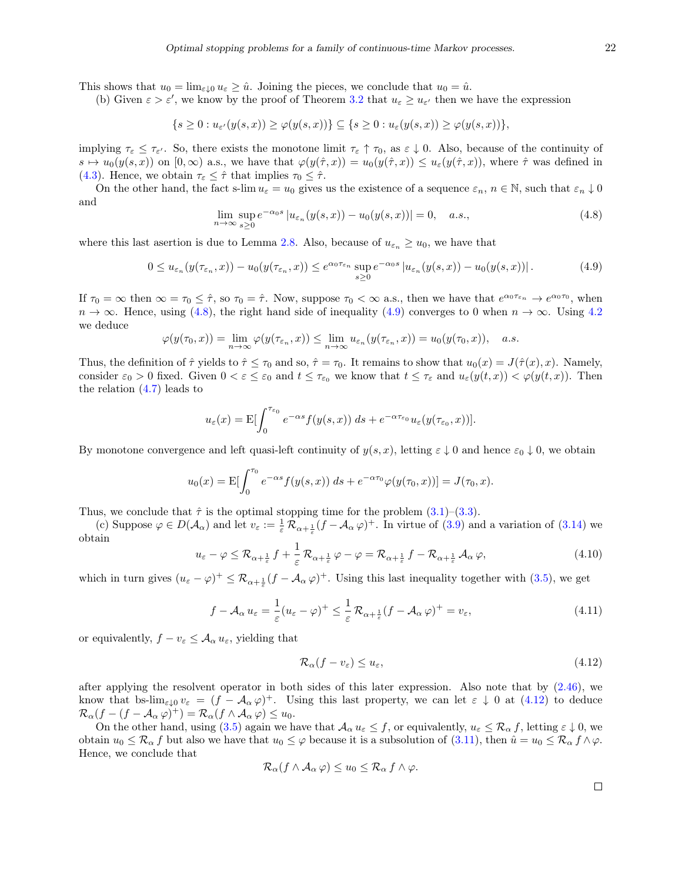This shows that $u_0 = \lim_{\varepsilon \downarrow 0} u_\varepsilon \geq \hat{u}$. Joining the pieces, we conclude that $u_0 = \hat{u}$.

(b) Given $\varepsilon > \varepsilon'$, we know by the proof of Theorem 3.2 that $u_\varepsilon \geq u_{\varepsilon'}$ then we have the expression

$$\{s \geq 0 : u_{\varepsilon'}(y(s,x)) \geq \varphi(y(s,x))\} \subseteq \{s \geq 0 : u_\varepsilon(y(s,x)) \geq \varphi(y(s,x))\},$$

implying $\tau_\varepsilon \leq \tau_{\varepsilon'}$. So, there exists the monotone limit $\tau_\varepsilon \uparrow \tau_0$, as $\varepsilon \downarrow 0$. Also, because of the continuity of $s \mapsto u_0(y(s,x))$ on $[0,\infty)$ a.s., we have that $\varphi(y(\hat{\tau},x)) = u_0(y(\hat{\tau},x)) \leq u_\varepsilon(y(\hat{\tau},x))$, where $\hat{\tau}$ was defined in (4.3). Hence, we obtain $\tau_\varepsilon \leq \hat{\tau}$ that implies $\tau_0 \leq \hat{\tau}$.

On the other hand, the fact s-lim $u_\varepsilon = u_0$ gives us the existence of a sequence $\varepsilon_n$, $n \in \mathbb{N}$, such that $\varepsilon_n \downarrow 0$ and

$$\lim_{n\to\infty} \sup_{s \geq 0} e^{-\alpha_0 s} \left| u_{\varepsilon_n}(y(s,x)) - u_0(y(s,x)) \right| = 0, \quad a.s., \tag{4.8}$$

where this last asertion is due to Lemma 2.8. Also, because of $u_{\varepsilon_n} \geq u_0$, we have that

$$0 \leq u_{\varepsilon_n}(y(\tau_{\varepsilon_n},x)) - u_0(y(\tau_{\varepsilon_n},x)) \leq e^{\alpha_0 \tau_{\varepsilon_n}} \sup_{s\geq 0} e^{-\alpha_0 s} \left| u_{\varepsilon_n}(y(s,x)) - u_0(y(s,x)) \right|. \tag{4.9}$$

If $\tau_0 = \infty$ then $\infty = \tau_0 \leq \hat{\tau}$, so $\tau_0 = \hat{\tau}$. Now, suppose $\tau_0 < \infty$ a.s., then we have that $e^{\alpha_0 \tau_{\varepsilon_n}} \to e^{\alpha_0 \tau_0}$, when $n \to \infty$. Hence, using (4.8), the right hand side of inequality (4.9) converges to 0 when $n \to \infty$. Using 4.2 we deduce

$$\varphi(y(\tau_0,x)) = \lim_{n\to\infty} \varphi(y(\tau_{\varepsilon_n},x)) \leq \lim_{n\to\infty} u_{\varepsilon_n}(y(\tau_{\varepsilon_n},x)) = u_0(y(\tau_0,x)), \quad a.s.$$

Thus, the definition of $\hat{\tau}$ yields to $\hat{\tau} \leq \tau_0$ and so, $\hat{\tau} = \tau_0$. It remains to show that $u_0(x) = J(\hat{\tau}(x),x)$. Namely, consider $\varepsilon_0 > 0$ fixed. Given $0 < \varepsilon \leq \varepsilon_0$ and $t \leq \tau_{\varepsilon_0}$ we know that $t \leq \tau_\varepsilon$ and $u_\varepsilon(y(t,x)) < \varphi(y(t,x))$. Then the relation (4.7) leads to

$$u_\varepsilon(x) = \mathrm{E}[\int_0^{\tau_{\varepsilon_0}} e^{-\alpha s} f(y(s,x))\, ds + e^{-\alpha \tau_{\varepsilon_0}} u_\varepsilon(y(\tau_{\varepsilon_0},x))].$$

By monotone convergence and left quasi-left continuity of $y(s,x)$, letting $\varepsilon \downarrow 0$ and hence $\varepsilon_0 \downarrow 0$, we obtain

$$u_0(x) = \mathrm{E}[\int_0^{\tau_0} e^{-\alpha s} f(y(s,x))\, ds + e^{-\alpha \tau_0} \varphi(y(\tau_0,x))] = J(\tau_0,x).$$

Thus, we conclude that $\hat{\tau}$ is the optimal stopping time for the problem (3.1)–(3.3).

(c) Suppose $\varphi \in D(\mathcal{A}_\alpha)$ and let $v_\varepsilon := \frac{1}{\varepsilon}\, \mathcal{R}_{\alpha+\frac{1}{\varepsilon}} (f - \mathcal{A}_\alpha\, \varphi)^+$. In virtue of (3.9) and a variation of (3.14) we obtain

$$u_\varepsilon - \varphi \leq \mathcal{R}_{\alpha+\frac{1}{\varepsilon}}\, f + \frac{1}{\varepsilon}\, \mathcal{R}_{\alpha+\frac{1}{\varepsilon}}\, \varphi - \varphi = \mathcal{R}_{\alpha+\frac{1}{\varepsilon}}\, f - \mathcal{R}_{\alpha+\frac{1}{\varepsilon}}\, \mathcal{A}_\alpha\, \varphi, \tag{4.10}$$

which in turn gives $(u_\varepsilon - \varphi)^+ \leq \mathcal{R}_{\alpha+\frac{1}{\varepsilon}} (f - \mathcal{A}_\alpha\, \varphi)^+$. Using this last inequality together with (3.5), we get

$$f - \mathcal{A}_\alpha\, u_\varepsilon = \frac{1}{\varepsilon}(u_\varepsilon - \varphi)^+ \leq \frac{1}{\varepsilon}\, \mathcal{R}_{\alpha+\frac{1}{\varepsilon}} (f - \mathcal{A}_\alpha\, \varphi)^+ = v_\varepsilon, \tag{4.11}$$

or equivalently, $f - v_\varepsilon \leq \mathcal{A}_\alpha\, u_\varepsilon$, yielding that

$$\mathcal{R}_\alpha(f - v_\varepsilon) \leq u_\varepsilon, \tag{4.12}$$

after applying the resolvent operator in both sides of this later expression. Also note that by (2.46), we know that bs-$\lim_{\varepsilon\downarrow 0} v_\varepsilon = (f - \mathcal{A}_\alpha\, \varphi)^+$. Using this last property, we can let $\varepsilon \downarrow 0$ at (4.12) to deduce $\mathcal{R}_\alpha(f - (f - \mathcal{A}_\alpha\, \varphi)^+) = \mathcal{R}_\alpha(f \wedge \mathcal{A}_\alpha\, \varphi) \leq u_0$.

On the other hand, using (3.5) again we have that $\mathcal{A}_\alpha\, u_\varepsilon \leq f$, or equivalently, $u_\varepsilon \leq \mathcal{R}_\alpha\, f$, letting $\varepsilon \downarrow 0$, we obtain $u_0 \leq \mathcal{R}_\alpha\, f$ but also we have that $u_0 \leq \varphi$ because it is a subsolution of (3.11), then $\hat{u} = u_0 \leq \mathcal{R}_\alpha\, f \wedge \varphi$. Hence, we conclude that

$$\mathcal{R}_\alpha(f \wedge \mathcal{A}_\alpha\, \varphi) \leq u_0 \leq \mathcal{R}_\alpha\, f \wedge \varphi.$$

□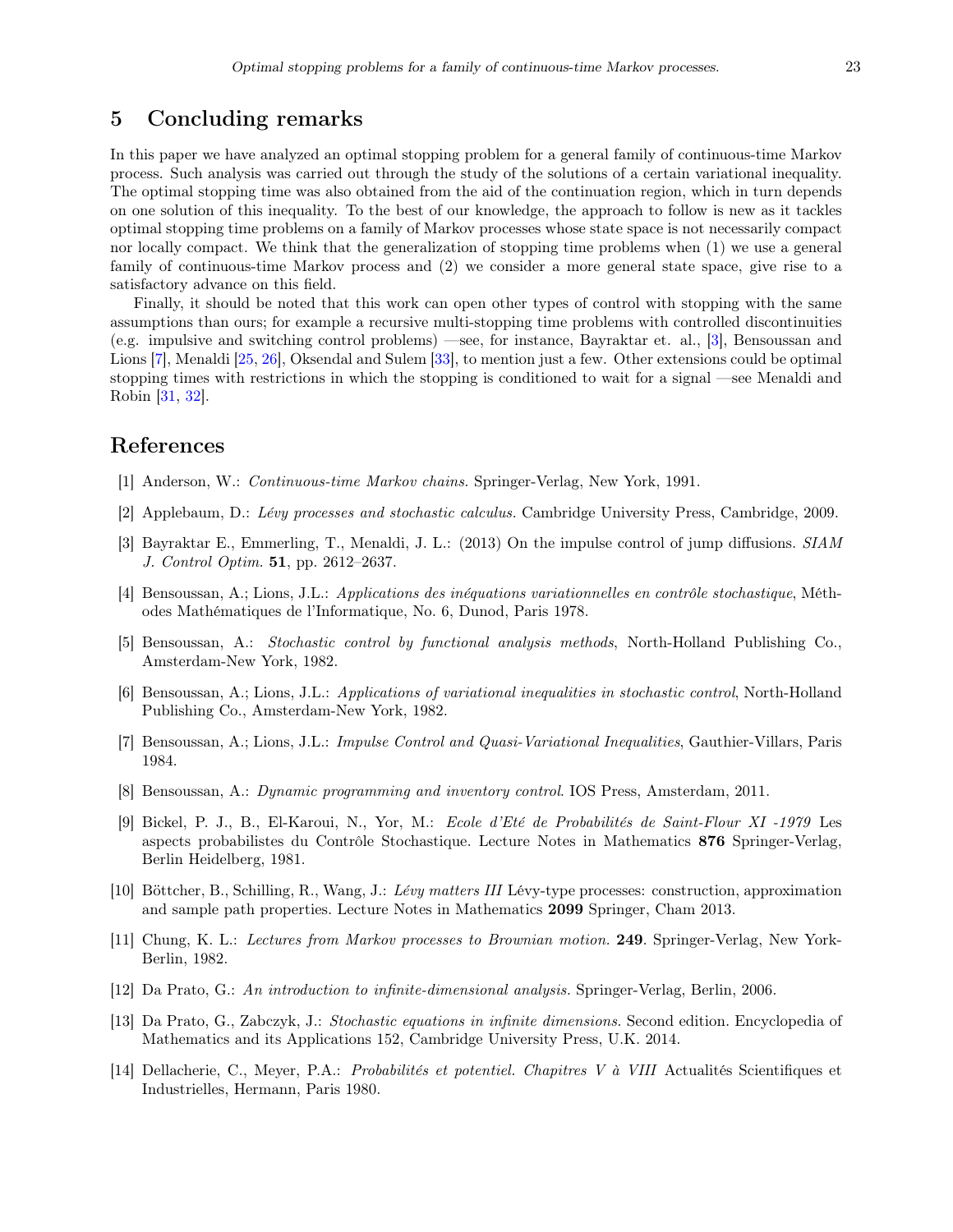## 5 Concluding remarks

In this paper we have analyzed an optimal stopping problem for a general family of continuous-time Markov process. Such analysis was carried out through the study of the solutions of a certain variational inequality. The optimal stopping time was also obtained from the aid of the continuation region, which in turn depends on one solution of this inequality. To the best of our knowledge, the approach to follow is new as it tackles optimal stopping time problems on a family of Markov processes whose state space is not necessarily compact nor locally compact. We think that the generalization of stopping time problems when (1) we use a general family of continuous-time Markov process and (2) we consider a more general state space, give rise to a satisfactory advance on this field.

Finally, it should be noted that this work can open other types of control with stopping with the same assumptions than ours; for example a recursive multi-stopping time problems with controlled discontinuities (e.g. impulsive and switching control problems) —see, for instance, Bayraktar et. al., [3], Bensoussan and Lions [7], Menaldi [25, 26], Oksendal and Sulem [33], to mention just a few. Other extensions could be optimal stopping times with restrictions in which the stopping is conditioned to wait for a signal —see Menaldi and Robin [31, 32].

## References

[1] Anderson, W.: *Continuous-time Markov chains.* Springer-Verlag, New York, 1991.

[2] Applebaum, D.: *Lévy processes and stochastic calculus.* Cambridge University Press, Cambridge, 2009.

[3] Bayraktar E., Emmerling, T., Menaldi, J. L.: (2013) On the impulse control of jump diffusions. *SIAM J. Control Optim.* **51**, pp. 2612–2637.

[4] Bensoussan, A.; Lions, J.L.: *Applications des inéquations variationnelles en contrôle stochastique*, Méthodes Mathématiques de l'Informatique, No. 6, Dunod, Paris 1978.

[5] Bensoussan, A.: *Stochastic control by functional analysis methods*, North-Holland Publishing Co., Amsterdam-New York, 1982.

[6] Bensoussan, A.; Lions, J.L.: *Applications of variational inequalities in stochastic control*, North-Holland Publishing Co., Amsterdam-New York, 1982.

[7] Bensoussan, A.; Lions, J.L.: *Impulse Control and Quasi-Variational Inequalities*, Gauthier-Villars, Paris 1984.

[8] Bensoussan, A.: *Dynamic programming and inventory control*. IOS Press, Amsterdam, 2011.

[9] Bickel, P. J., B., El-Karoui, N., Yor, M.: *Ecole d'Eté de Probabilités de Saint-Flour XI -1979* Les aspects probabilistes du Contrôle Stochastique. Lecture Notes in Mathematics **876** Springer-Verlag, Berlin Heidelberg, 1981.

[10] Böttcher, B., Schilling, R., Wang, J.: *Lévy matters III* Lévy-type processes: construction, approximation and sample path properties. Lecture Notes in Mathematics **2099** Springer, Cham 2013.

[11] Chung, K. L.: *Lectures from Markov processes to Brownian motion.* **249**. Springer-Verlag, New York-Berlin, 1982.

[12] Da Prato, G.: *An introduction to infinite-dimensional analysis.* Springer-Verlag, Berlin, 2006.

[13] Da Prato, G., Zabczyk, J.: *Stochastic equations in infinite dimensions.* Second edition. Encyclopedia of Mathematics and its Applications 152, Cambridge University Press, U.K. 2014.

[14] Dellacherie, C., Meyer, P.A.: *Probabilités et potentiel. Chapitres V à VIII* Actualités Scientifiques et Industrielles, Hermann, Paris 1980.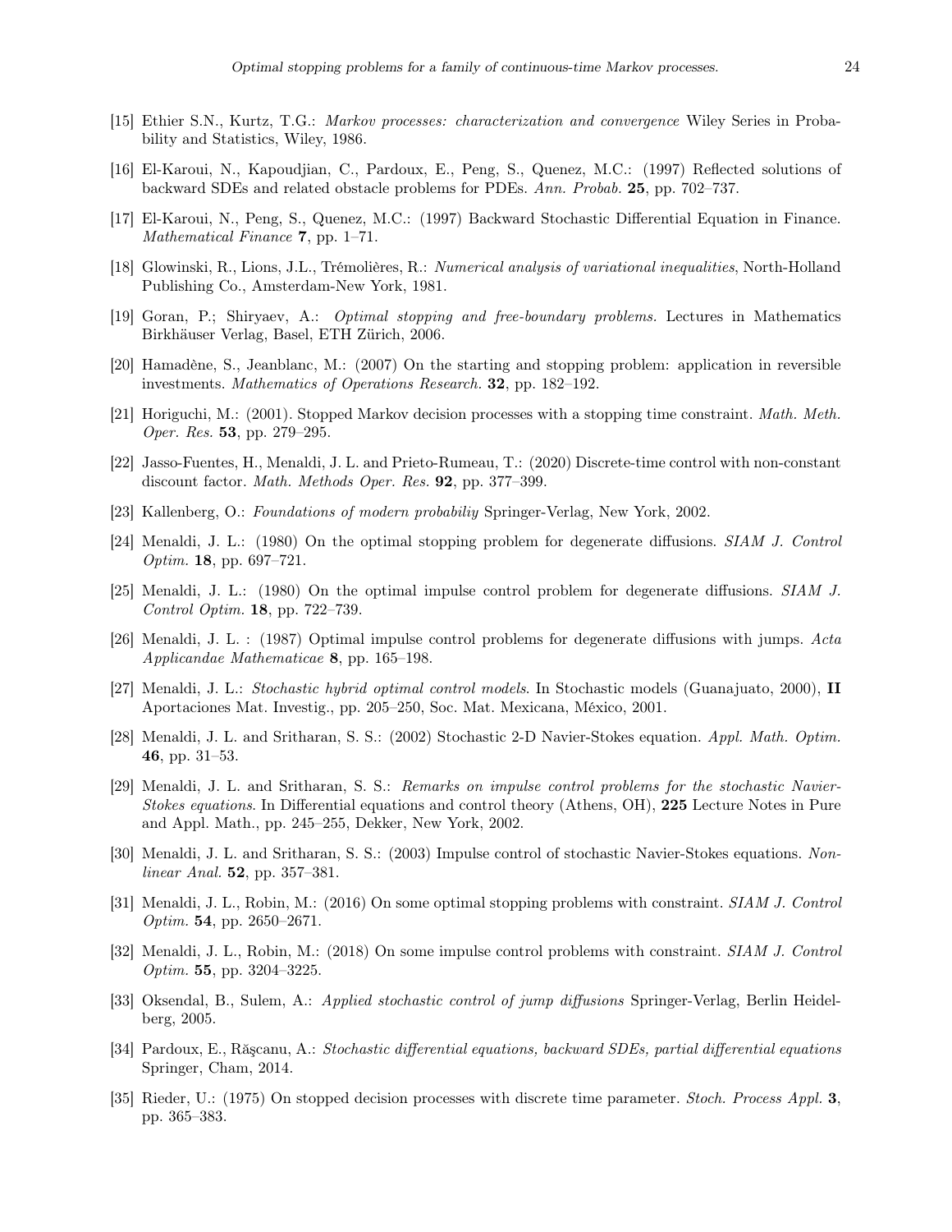[15] Ethier S.N., Kurtz, T.G.: *Markov processes: characterization and convergence* Wiley Series in Probability and Statistics, Wiley, 1986.

[16] El-Karoui, N., Kapoudjian, C., Pardoux, E., Peng, S., Quenez, M.C.: (1997) Reflected solutions of backward SDEs and related obstacle problems for PDEs. *Ann. Probab.* **25**, pp. 702–737.

[17] El-Karoui, N., Peng, S., Quenez, M.C.: (1997) Backward Stochastic Differential Equation in Finance. *Mathematical Finance* **7**, pp. 1–71.

[18] Glowinski, R., Lions, J.L., Trémolières, R.: *Numerical analysis of variational inequalities*, North-Holland Publishing Co., Amsterdam-New York, 1981.

[19] Goran, P.; Shiryaev, A.: *Optimal stopping and free-boundary problems.* Lectures in Mathematics Birkhäuser Verlag, Basel, ETH Zürich, 2006.

[20] Hamadène, S., Jeanblanc, M.: (2007) On the starting and stopping problem: application in reversible investments. *Mathematics of Operations Research.* **32**, pp. 182–192.

[21] Horiguchi, M.: (2001). Stopped Markov decision processes with a stopping time constraint. *Math. Meth. Oper. Res.* **53**, pp. 279–295.

[22] Jasso-Fuentes, H., Menaldi, J. L. and Prieto-Rumeau, T.: (2020) Discrete-time control with non-constant discount factor. *Math. Methods Oper. Res.* **92**, pp. 377–399.

[23] Kallenberg, O.: *Foundations of modern probabiliy* Springer-Verlag, New York, 2002.

[24] Menaldi, J. L.: (1980) On the optimal stopping problem for degenerate diffusions. *SIAM J. Control Optim.* **18**, pp. 697–721.

[25] Menaldi, J. L.: (1980) On the optimal impulse control problem for degenerate diffusions. *SIAM J. Control Optim.* **18**, pp. 722–739.

[26] Menaldi, J. L. : (1987) Optimal impulse control problems for degenerate diffusions with jumps. *Acta Applicandae Mathematicae* **8**, pp. 165–198.

[27] Menaldi, J. L.: *Stochastic hybrid optimal control models*. In Stochastic models (Guanajuato, 2000), **II** Aportaciones Mat. Investig., pp. 205–250, Soc. Mat. Mexicana, México, 2001.

[28] Menaldi, J. L. and Sritharan, S. S.: (2002) Stochastic 2-D Navier-Stokes equation. *Appl. Math. Optim.* **46**, pp. 31–53.

[29] Menaldi, J. L. and Sritharan, S. S.: *Remarks on impulse control problems for the stochastic Navier-Stokes equations*. In Differential equations and control theory (Athens, OH), **225** Lecture Notes in Pure and Appl. Math., pp. 245–255, Dekker, New York, 2002.

[30] Menaldi, J. L. and Sritharan, S. S.: (2003) Impulse control of stochastic Navier-Stokes equations. *Nonlinear Anal.* **52**, pp. 357–381.

[31] Menaldi, J. L., Robin, M.: (2016) On some optimal stopping problems with constraint. *SIAM J. Control Optim.* **54**, pp. 2650–2671.

[32] Menaldi, J. L., Robin, M.: (2018) On some impulse control problems with constraint. *SIAM J. Control Optim.* **55**, pp. 3204–3225.

[33] Oksendal, B., Sulem, A.: *Applied stochastic control of jump diffusions* Springer-Verlag, Berlin Heidelberg, 2005.

[34] Pardoux, E., Răşcanu, A.: *Stochastic differential equations, backward SDEs, partial differential equations* Springer, Cham, 2014.

[35] Rieder, U.: (1975) On stopped decision processes with discrete time parameter. *Stoch. Process Appl.* **3**, pp. 365–383.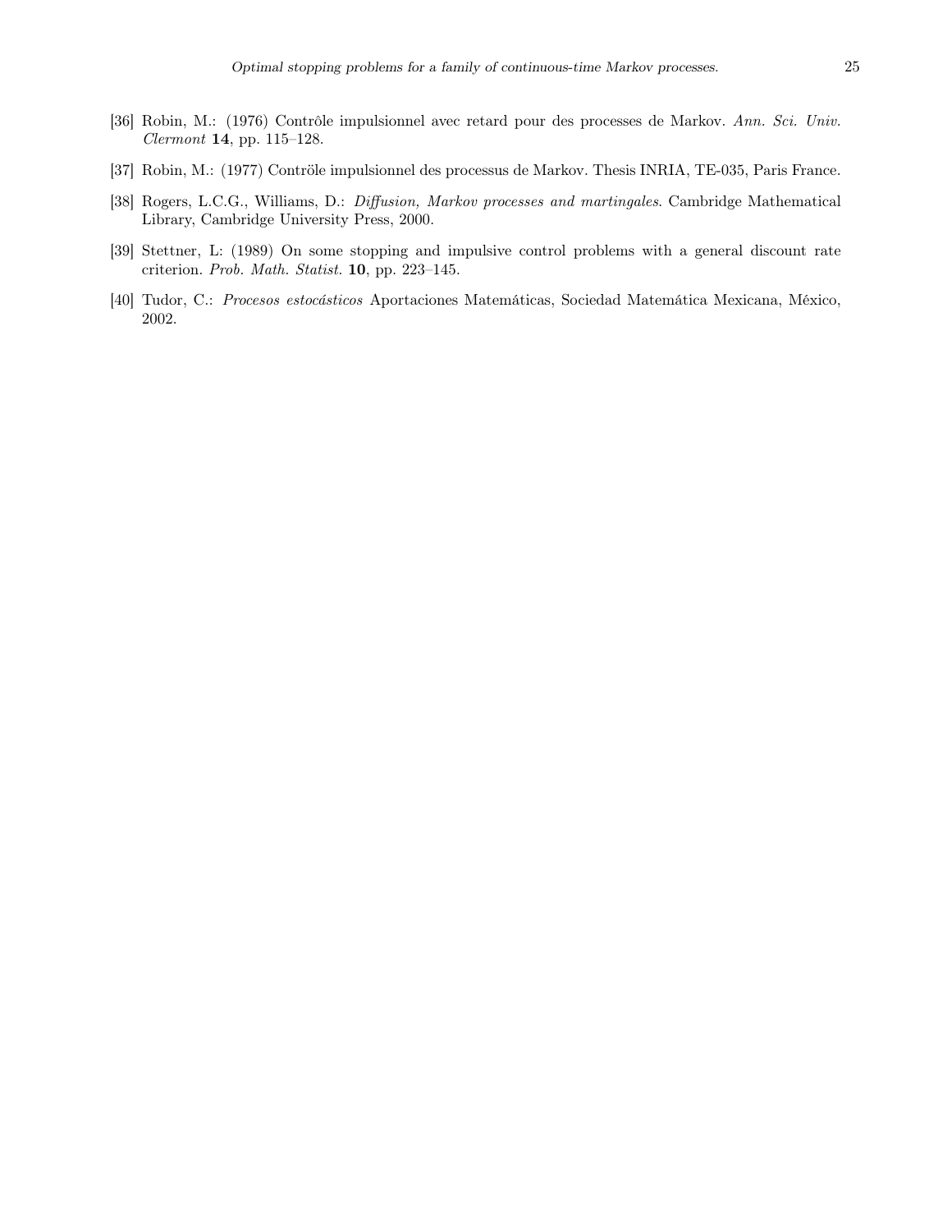[36] Robin, M.: (1976) Contrôle impulsionnel avec retard pour des processes de Markov. *Ann. Sci. Univ. Clermont* **14**, pp. 115–128.

[37] Robin, M.: (1977) Contröle impulsionnel des processus de Markov. Thesis INRIA, TE-035, Paris France.

[38] Rogers, L.C.G., Williams, D.: *Diffusion, Markov processes and martingales*. Cambridge Mathematical Library, Cambridge University Press, 2000.

[39] Stettner, L: (1989) On some stopping and impulsive control problems with a general discount rate criterion. *Prob. Math. Statist.* **10**, pp. 223–145.

[40] Tudor, C.: *Procesos estocásticos* Aportaciones Matemáticas, Sociedad Matemática Mexicana, México, 2002.